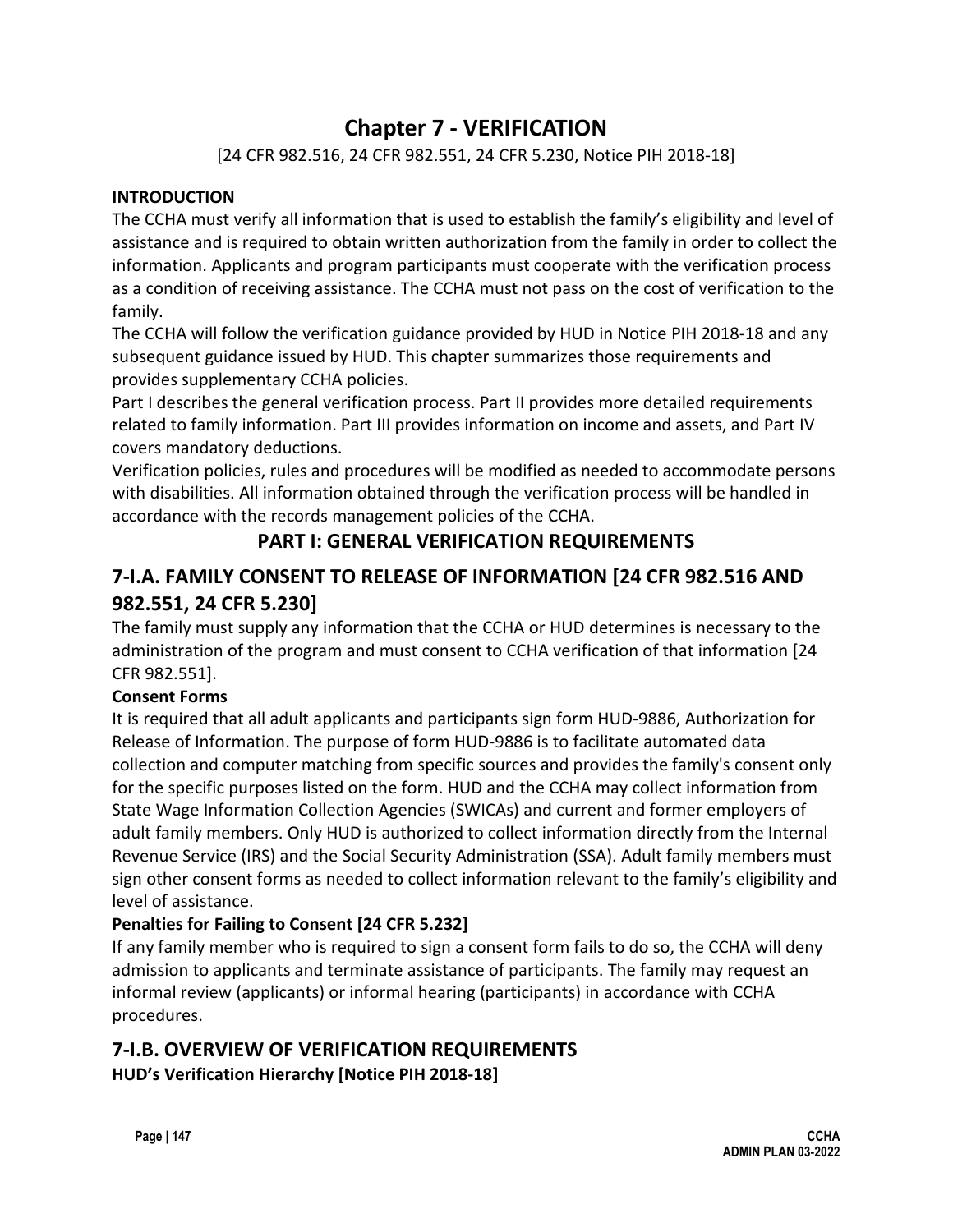# Chapter 7 - VERIFICATION

[24 CFR 982.516, 24 CFR 982.551, 24 CFR 5.230, Notice PIH 2018-18]

**INTRODUCTION**

The CCHA must verify all information that is used to establish the family's eligibility and level of assistance and is required to obtain written authorization from the family in order to collect the information. Applicants and program participants must cooperate with the verification process as a condition of receiving assistance. The CCHA must not pass on the cost of verification to the family.

The CCHA will follow the verification guidance provided by HUD in Notice PIH 2018-18 and any subsequent guidance issued by HUD. This chapter summarizes those requirements and provides supplementary CCHA policies.

Part I describes the general verification process. Part II provides more detailed requirements related to family information. Part III provides information on income and assets, and Part IV covers mandatory deductions.

Verification policies, rules and procedures will be modified as needed to accommodate persons with disabilities. All information obtained through the verification process will be handled in accordance with the records management policies of the CCHA.

## PART I: GENERAL VERIFICATION REQUIREMENTS

## 7-I.A. FAMILY CONSENT TO RELEASE OF INFORMATION [24 CFR 982.516 AND 982.551, 24 CFR 5.230]

The family must supply any information that the CCHA or HUD determines is necessary to the administration of the program and must consent to CCHA verification of that information [24 CFR 982.551].

**Consent Forms**

It is required that all adult applicants and participants sign form HUD-9886, Authorization for Release of Information. The purpose of form HUD-9886 is to facilitate automated data collection and computer matching from specific sources and provides the family's consent only for the specific purposes listed on the form. HUD and the CCHA may collect information from State Wage Information Collection Agencies (SWICAs) and current and former employers of adult family members. Only HUD is authorized to collect information directly from the Internal Revenue Service (IRS) and the Social Security Administration (SSA). Adult family members must sign other consent forms as needed to collect information relevant to the family's eligibility and level of assistance.

**Penalties for Failing to Consent [24 CFR 5.232]**

If any family member who is required to sign a consent form fails to do so, the CCHA will deny admission to applicants and terminate assistance of participants. The family may request an informal review (applicants) or informal hearing (participants) in accordance with CCHA procedures.

## 7-I.B. OVERVIEW OF VERIFICATION REQUIREMENTS

**HUD's Verification Hierarchy [Notice PIH 2018-18]**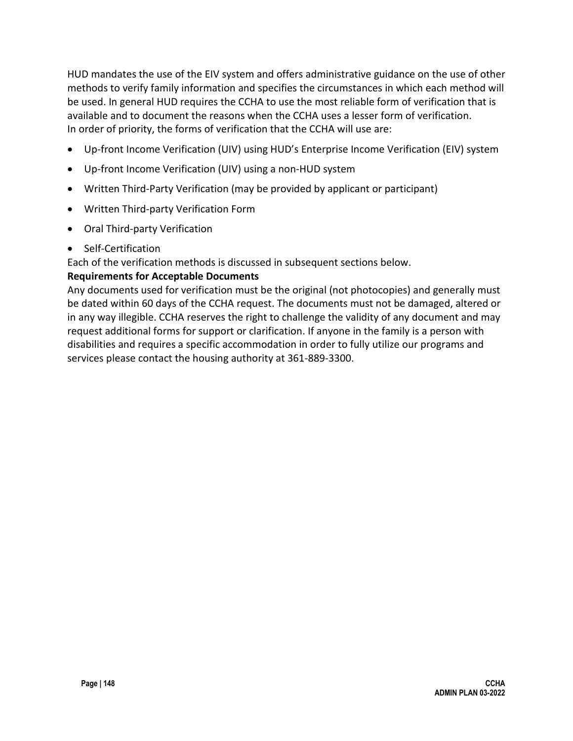HUD mandates the use of the EIV system and offers administrative guidance on the use of other methods to verify family information and specifies the circumstances in which each method will be used. In general HUD requires the CCHA to use the most reliable form of verification that is available and to document the reasons when the CCHA uses a lesser form of verification.
In order of priority, the forms of verification that the CCHA will use are:

- Up-front Income Verification (UIV) using HUD's Enterprise Income Verification (EIV) system
- Up-front Income Verification (UIV) using a non-HUD system
- Written Third-Party Verification (may be provided by applicant or participant)
- Written Third-party Verification Form
- Oral Third-party Verification
- Self-Certification

Each of the verification methods is discussed in subsequent sections below.

**Requirements for Acceptable Documents**

Any documents used for verification must be the original (not photocopies) and generally must be dated within 60 days of the CCHA request. The documents must not be damaged, altered or in any way illegible. CCHA reserves the right to challenge the validity of any document and may request additional forms for support or clarification. If anyone in the family is a person with disabilities and requires a specific accommodation in order to fully utilize our programs and services please contact the housing authority at 361-889-3300.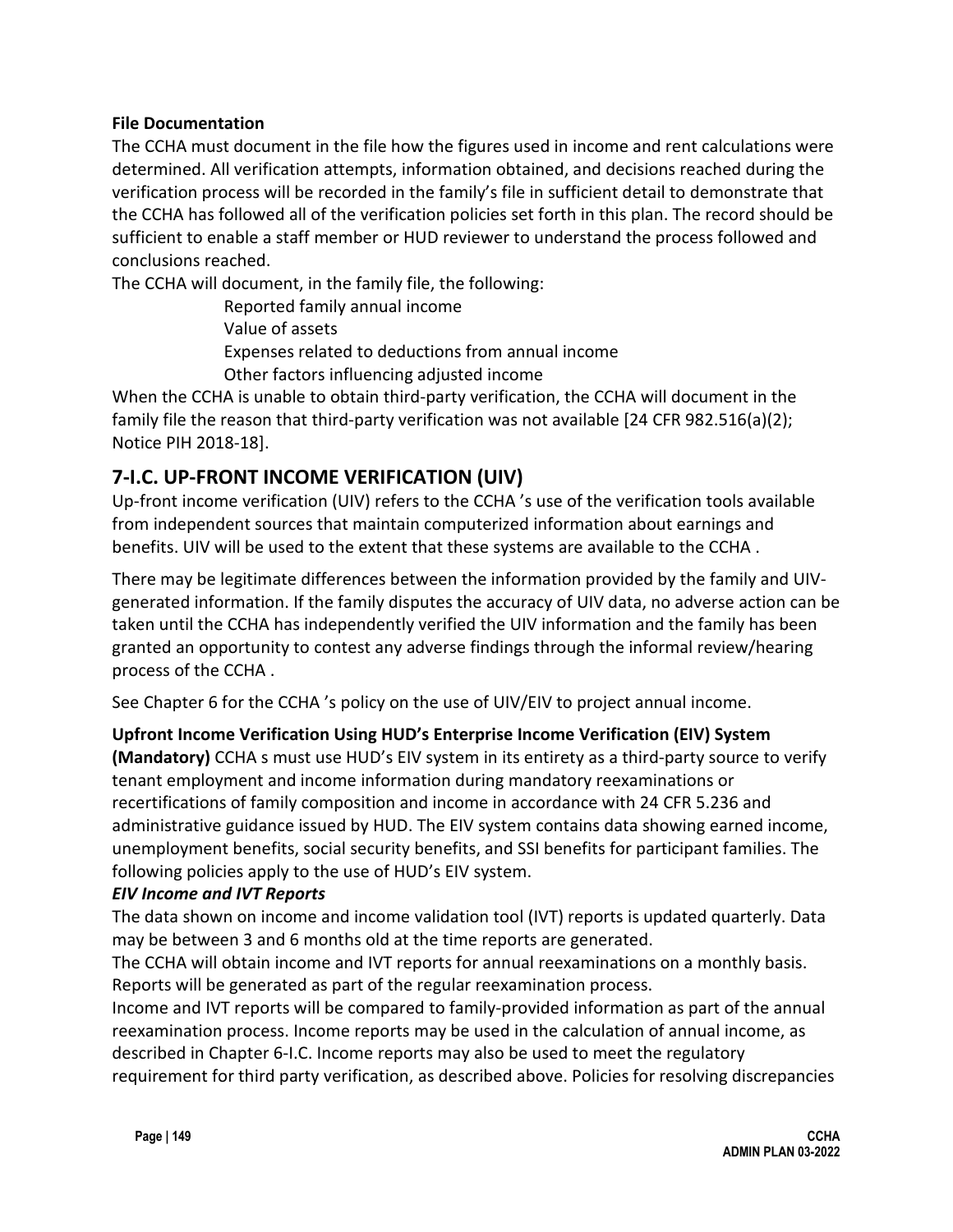**File Documentation**

The CCHA must document in the file how the figures used in income and rent calculations were determined. All verification attempts, information obtained, and decisions reached during the verification process will be recorded in the family's file in sufficient detail to demonstrate that the CCHA has followed all of the verification policies set forth in this plan. The record should be sufficient to enable a staff member or HUD reviewer to understand the process followed and conclusions reached.

The CCHA will document, in the family file, the following:

- Reported family annual income
- Value of assets
- Expenses related to deductions from annual income
- Other factors influencing adjusted income

When the CCHA is unable to obtain third-party verification, the CCHA will document in the family file the reason that third-party verification was not available [24 CFR 982.516(a)(2); Notice PIH 2018-18].

## 7-I.C. UP-FRONT INCOME VERIFICATION (UIV)

Up-front income verification (UIV) refers to the CCHA 's use of the verification tools available from independent sources that maintain computerized information about earnings and benefits. UIV will be used to the extent that these systems are available to the CCHA .

There may be legitimate differences between the information provided by the family and UIV-generated information. If the family disputes the accuracy of UIV data, no adverse action can be taken until the CCHA has independently verified the UIV information and the family has been granted an opportunity to contest any adverse findings through the informal review/hearing process of the CCHA .

See Chapter 6 for the CCHA 's policy on the use of UIV/EIV to project annual income.

**Upfront Income Verification Using HUD's Enterprise Income Verification (EIV) System (Mandatory)** CCHA s must use HUD's EIV system in its entirety as a third-party source to verify tenant employment and income information during mandatory reexaminations or recertifications of family composition and income in accordance with 24 CFR 5.236 and administrative guidance issued by HUD. The EIV system contains data showing earned income, unemployment benefits, social security benefits, and SSI benefits for participant families. The following policies apply to the use of HUD's EIV system.

***EIV Income and IVT Reports***

The data shown on income and income validation tool (IVT) reports is updated quarterly. Data may be between 3 and 6 months old at the time reports are generated.

The CCHA will obtain income and IVT reports for annual reexaminations on a monthly basis. Reports will be generated as part of the regular reexamination process.

Income and IVT reports will be compared to family-provided information as part of the annual reexamination process. Income reports may be used in the calculation of annual income, as described in Chapter 6-I.C. Income reports may also be used to meet the regulatory requirement for third party verification, as described above. Policies for resolving discrepancies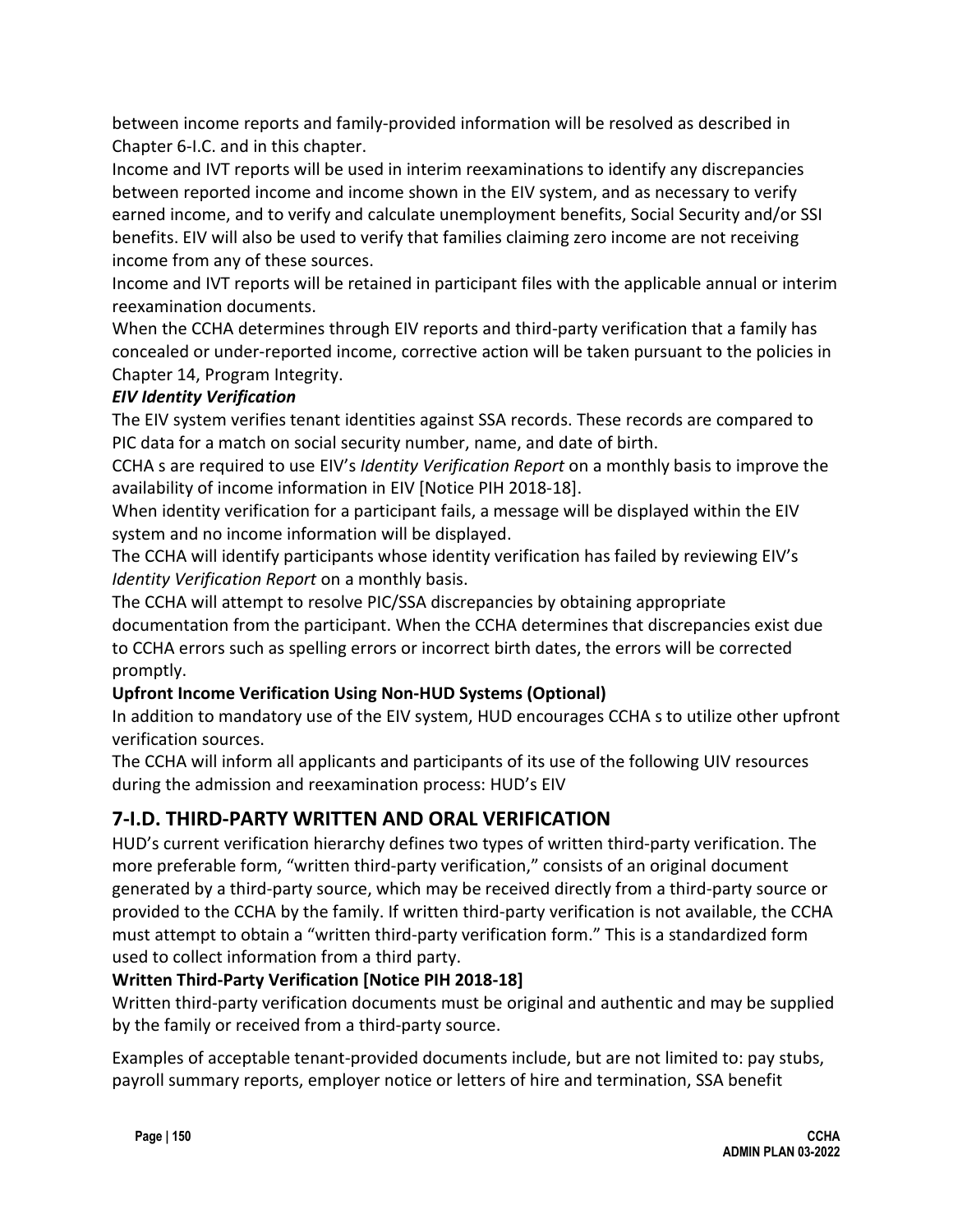between income reports and family-provided information will be resolved as described in Chapter 6-I.C. and in this chapter.

Income and IVT reports will be used in interim reexaminations to identify any discrepancies between reported income and income shown in the EIV system, and as necessary to verify earned income, and to verify and calculate unemployment benefits, Social Security and/or SSI benefits. EIV will also be used to verify that families claiming zero income are not receiving income from any of these sources.

Income and IVT reports will be retained in participant files with the applicable annual or interim reexamination documents.

When the CCHA determines through EIV reports and third-party verification that a family has concealed or under-reported income, corrective action will be taken pursuant to the policies in Chapter 14, Program Integrity.

***EIV Identity Verification***

The EIV system verifies tenant identities against SSA records. These records are compared to PIC data for a match on social security number, name, and date of birth.

CCHA s are required to use EIV's *Identity Verification Report* on a monthly basis to improve the availability of income information in EIV [Notice PIH 2018-18].

When identity verification for a participant fails, a message will be displayed within the EIV system and no income information will be displayed.

The CCHA will identify participants whose identity verification has failed by reviewing EIV's *Identity Verification Report* on a monthly basis.

The CCHA will attempt to resolve PIC/SSA discrepancies by obtaining appropriate documentation from the participant. When the CCHA determines that discrepancies exist due to CCHA errors such as spelling errors or incorrect birth dates, the errors will be corrected promptly.

**Upfront Income Verification Using Non-HUD Systems (Optional)**

In addition to mandatory use of the EIV system, HUD encourages CCHA s to utilize other upfront verification sources.

The CCHA will inform all applicants and participants of its use of the following UIV resources during the admission and reexamination process: HUD's EIV

## 7-I.D. THIRD-PARTY WRITTEN AND ORAL VERIFICATION

HUD's current verification hierarchy defines two types of written third-party verification. The more preferable form, "written third-party verification," consists of an original document generated by a third-party source, which may be received directly from a third-party source or provided to the CCHA by the family. If written third-party verification is not available, the CCHA must attempt to obtain a "written third-party verification form." This is a standardized form used to collect information from a third party.

**Written Third-Party Verification [Notice PIH 2018-18]**

Written third-party verification documents must be original and authentic and may be supplied by the family or received from a third-party source.

Examples of acceptable tenant-provided documents include, but are not limited to: pay stubs, payroll summary reports, employer notice or letters of hire and termination, SSA benefit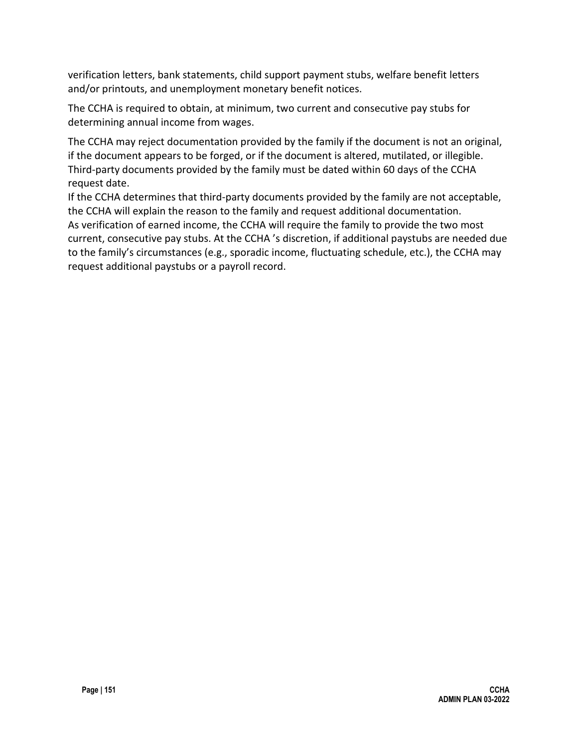verification letters, bank statements, child support payment stubs, welfare benefit letters and/or printouts, and unemployment monetary benefit notices.

The CCHA is required to obtain, at minimum, two current and consecutive pay stubs for determining annual income from wages.

The CCHA may reject documentation provided by the family if the document is not an original, if the document appears to be forged, or if the document is altered, mutilated, or illegible. Third-party documents provided by the family must be dated within 60 days of the CCHA request date.

If the CCHA determines that third-party documents provided by the family are not acceptable, the CCHA will explain the reason to the family and request additional documentation.

As verification of earned income, the CCHA will require the family to provide the two most current, consecutive pay stubs. At the CCHA 's discretion, if additional paystubs are needed due to the family's circumstances (e.g., sporadic income, fluctuating schedule, etc.), the CCHA may request additional paystubs or a payroll record.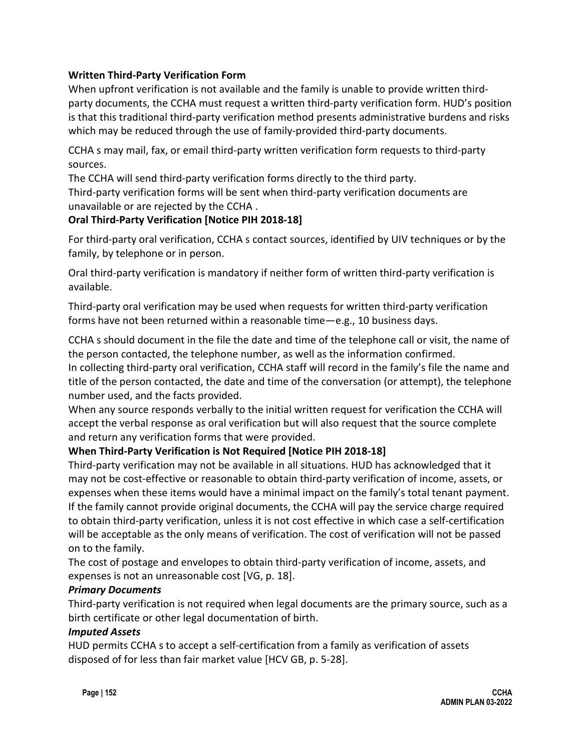**Written Third-Party Verification Form**

When upfront verification is not available and the family is unable to provide written third-party documents, the CCHA must request a written third-party verification form. HUD's position is that this traditional third-party verification method presents administrative burdens and risks which may be reduced through the use of family-provided third-party documents.

CCHA s may mail, fax, or email third-party written verification form requests to third-party sources.

The CCHA will send third-party verification forms directly to the third party.

Third-party verification forms will be sent when third-party verification documents are unavailable or are rejected by the CCHA .

**Oral Third-Party Verification [Notice PIH 2018-18]**

For third-party oral verification, CCHA s contact sources, identified by UIV techniques or by the family, by telephone or in person.

Oral third-party verification is mandatory if neither form of written third-party verification is available.

Third-party oral verification may be used when requests for written third-party verification forms have not been returned within a reasonable time—e.g., 10 business days.

CCHA s should document in the file the date and time of the telephone call or visit, the name of the person contacted, the telephone number, as well as the information confirmed.

In collecting third-party oral verification, CCHA staff will record in the family's file the name and title of the person contacted, the date and time of the conversation (or attempt), the telephone number used, and the facts provided.

When any source responds verbally to the initial written request for verification the CCHA will accept the verbal response as oral verification but will also request that the source complete and return any verification forms that were provided.

**When Third-Party Verification is Not Required [Notice PIH 2018-18]**

Third-party verification may not be available in all situations. HUD has acknowledged that it may not be cost-effective or reasonable to obtain third-party verification of income, assets, or expenses when these items would have a minimal impact on the family's total tenant payment.

If the family cannot provide original documents, the CCHA will pay the service charge required to obtain third-party verification, unless it is not cost effective in which case a self-certification will be acceptable as the only means of verification. The cost of verification will not be passed on to the family.

The cost of postage and envelopes to obtain third-party verification of income, assets, and expenses is not an unreasonable cost [VG, p. 18].

***Primary Documents***

Third-party verification is not required when legal documents are the primary source, such as a birth certificate or other legal documentation of birth.

***Imputed Assets***

HUD permits CCHA s to accept a self-certification from a family as verification of assets disposed of for less than fair market value [HCV GB, p. 5-28].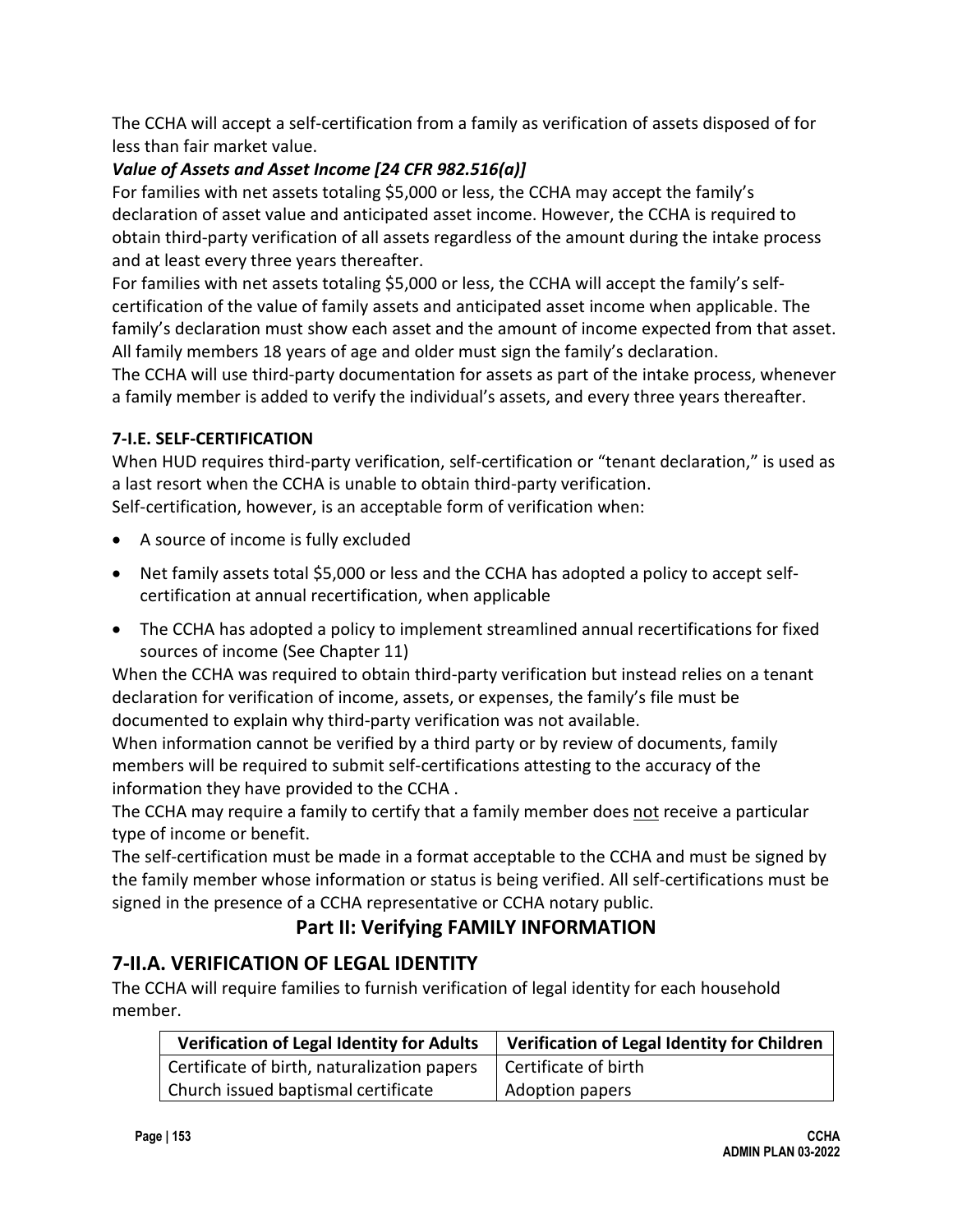The CCHA will accept a self-certification from a family as verification of assets disposed of for less than fair market value.

***Value of Assets and Asset Income [24 CFR 982.516(a)]***

For families with net assets totaling $5,000 or less, the CCHA may accept the family's declaration of asset value and anticipated asset income. However, the CCHA is required to obtain third-party verification of all assets regardless of the amount during the intake process and at least every three years thereafter.

For families with net assets totaling $5,000 or less, the CCHA will accept the family's self-certification of the value of family assets and anticipated asset income when applicable. The family's declaration must show each asset and the amount of income expected from that asset. All family members 18 years of age and older must sign the family's declaration.

The CCHA will use third-party documentation for assets as part of the intake process, whenever a family member is added to verify the individual's assets, and every three years thereafter.

**7-I.E. SELF-CERTIFICATION**

When HUD requires third-party verification, self-certification or "tenant declaration," is used as a last resort when the CCHA is unable to obtain third-party verification.

Self-certification, however, is an acceptable form of verification when:

- A source of income is fully excluded
- Net family assets total $5,000 or less and the CCHA has adopted a policy to accept self-certification at annual recertification, when applicable
- The CCHA has adopted a policy to implement streamlined annual recertifications for fixed sources of income (See Chapter 11)

When the CCHA was required to obtain third-party verification but instead relies on a tenant declaration for verification of income, assets, or expenses, the family's file must be documented to explain why third-party verification was not available.

When information cannot be verified by a third party or by review of documents, family members will be required to submit self-certifications attesting to the accuracy of the information they have provided to the CCHA .

The CCHA may require a family to certify that a family member does <u>not</u> receive a particular type of income or benefit.

The self-certification must be made in a format acceptable to the CCHA and must be signed by the family member whose information or status is being verified. All self-certifications must be signed in the presence of a CCHA representative or CCHA notary public.

## Part II: Verifying FAMILY INFORMATION

## 7-II.A. VERIFICATION OF LEGAL IDENTITY

The CCHA will require families to furnish verification of legal identity for each household member.

| Verification of Legal Identity for Adults | Verification of Legal Identity for Children |
|---|---|
| Certificate of birth, naturalization papers | Certificate of birth |
| Church issued baptismal certificate | Adoption papers |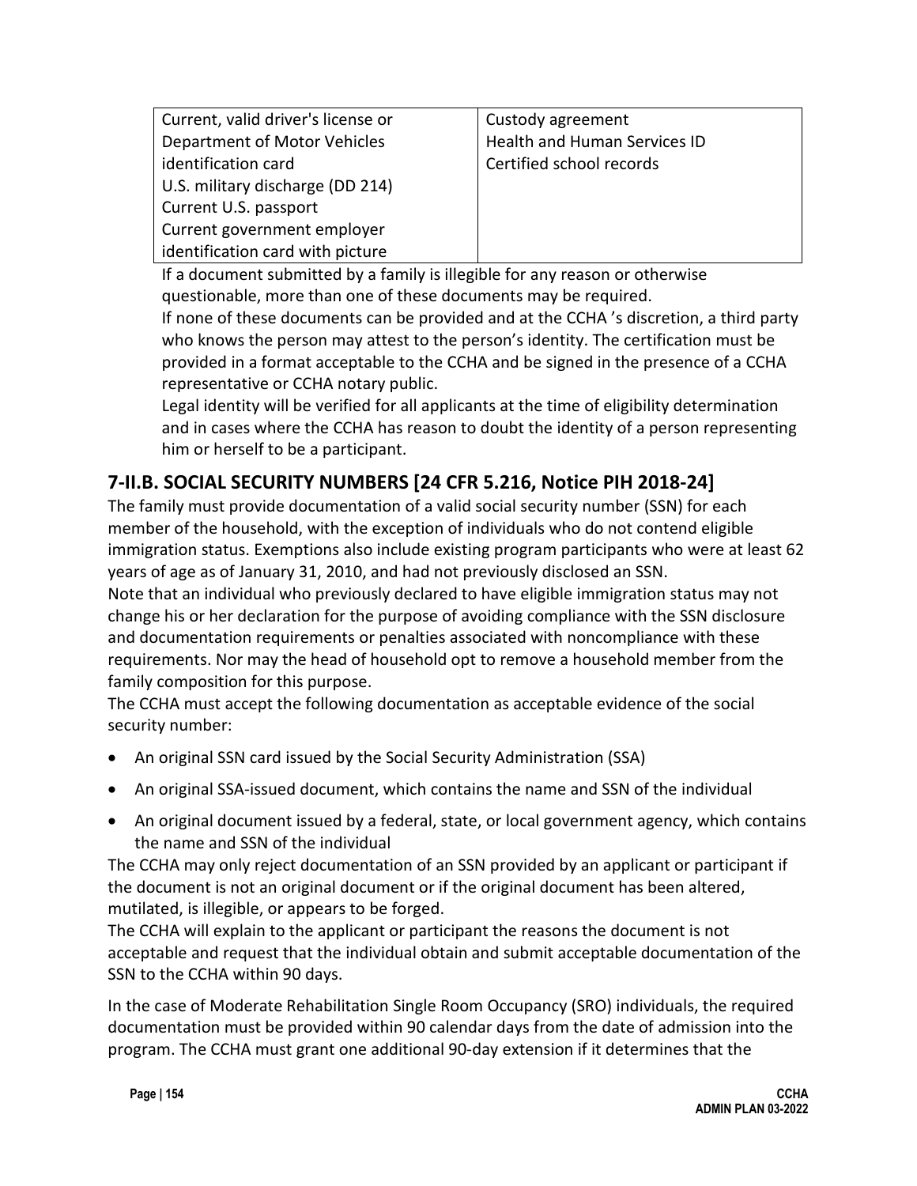| Current, valid driver's license or Department of Motor Vehicles identification card<br>U.S. military discharge (DD 214)<br>Current U.S. passport<br>Current government employer identification card with picture | Custody agreement<br>Health and Human Services ID<br>Certified school records |
|---|---|

If a document submitted by a family is illegible for any reason or otherwise questionable, more than one of these documents may be required.

If none of these documents can be provided and at the CCHA 's discretion, a third party who knows the person may attest to the person's identity. The certification must be provided in a format acceptable to the CCHA and be signed in the presence of a CCHA representative or CCHA notary public.

Legal identity will be verified for all applicants at the time of eligibility determination and in cases where the CCHA has reason to doubt the identity of a person representing him or herself to be a participant.

## 7-II.B. SOCIAL SECURITY NUMBERS [24 CFR 5.216, Notice PIH 2018-24]

The family must provide documentation of a valid social security number (SSN) for each member of the household, with the exception of individuals who do not contend eligible immigration status. Exemptions also include existing program participants who were at least 62 years of age as of January 31, 2010, and had not previously disclosed an SSN.

Note that an individual who previously declared to have eligible immigration status may not change his or her declaration for the purpose of avoiding compliance with the SSN disclosure and documentation requirements or penalties associated with noncompliance with these requirements. Nor may the head of household opt to remove a household member from the family composition for this purpose.

The CCHA must accept the following documentation as acceptable evidence of the social security number:

- An original SSN card issued by the Social Security Administration (SSA)
- An original SSA-issued document, which contains the name and SSN of the individual
- An original document issued by a federal, state, or local government agency, which contains the name and SSN of the individual

The CCHA may only reject documentation of an SSN provided by an applicant or participant if the document is not an original document or if the original document has been altered, mutilated, is illegible, or appears to be forged.

The CCHA will explain to the applicant or participant the reasons the document is not acceptable and request that the individual obtain and submit acceptable documentation of the SSN to the CCHA within 90 days.

In the case of Moderate Rehabilitation Single Room Occupancy (SRO) individuals, the required documentation must be provided within 90 calendar days from the date of admission into the program. The CCHA must grant one additional 90-day extension if it determines that the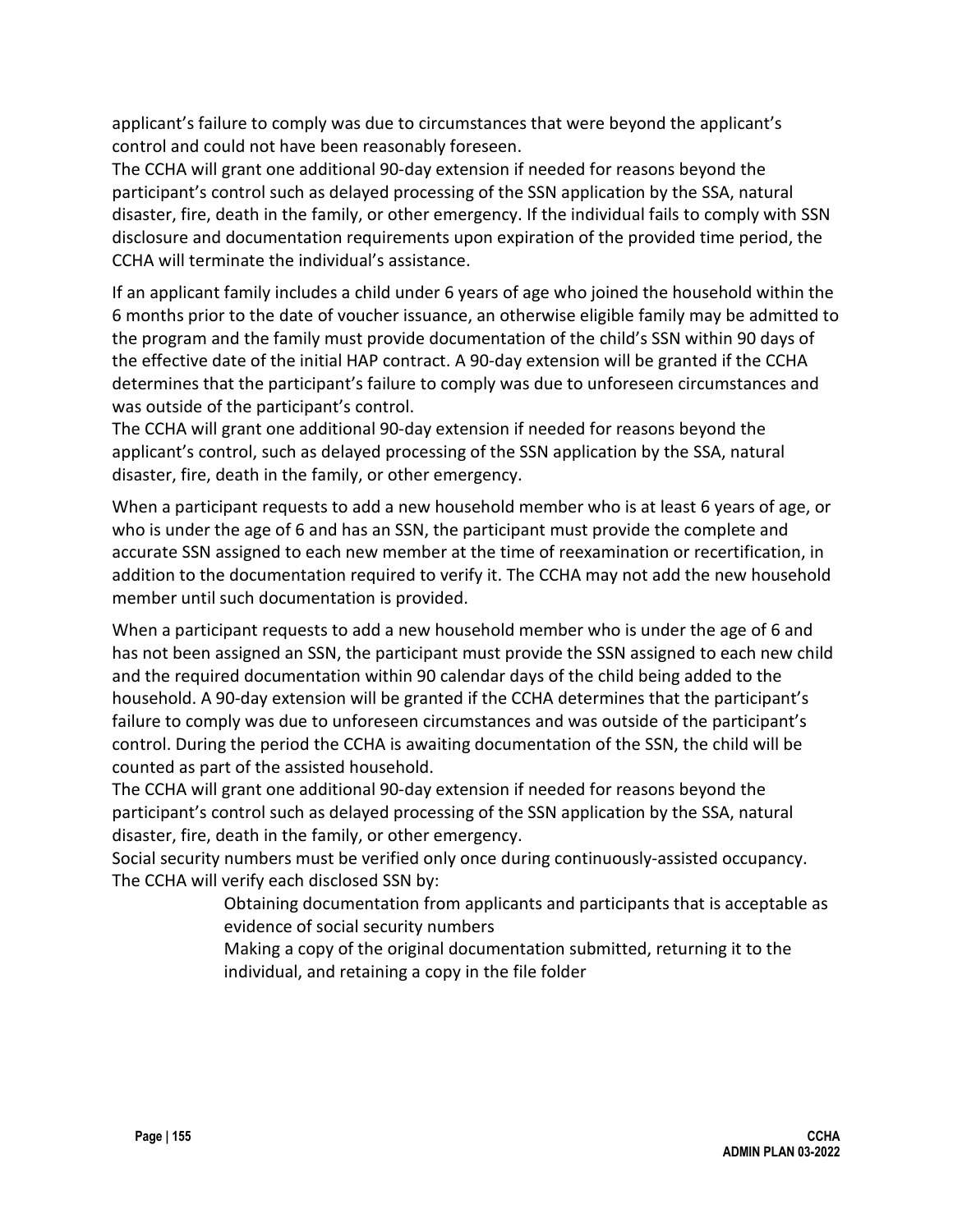applicant's failure to comply was due to circumstances that were beyond the applicant's control and could not have been reasonably foreseen.

The CCHA will grant one additional 90-day extension if needed for reasons beyond the participant's control such as delayed processing of the SSN application by the SSA, natural disaster, fire, death in the family, or other emergency. If the individual fails to comply with SSN disclosure and documentation requirements upon expiration of the provided time period, the CCHA will terminate the individual's assistance.

If an applicant family includes a child under 6 years of age who joined the household within the 6 months prior to the date of voucher issuance, an otherwise eligible family may be admitted to the program and the family must provide documentation of the child's SSN within 90 days of the effective date of the initial HAP contract. A 90-day extension will be granted if the CCHA determines that the participant's failure to comply was due to unforeseen circumstances and was outside of the participant's control.

The CCHA will grant one additional 90-day extension if needed for reasons beyond the applicant's control, such as delayed processing of the SSN application by the SSA, natural disaster, fire, death in the family, or other emergency.

When a participant requests to add a new household member who is at least 6 years of age, or who is under the age of 6 and has an SSN, the participant must provide the complete and accurate SSN assigned to each new member at the time of reexamination or recertification, in addition to the documentation required to verify it. The CCHA may not add the new household member until such documentation is provided.

When a participant requests to add a new household member who is under the age of 6 and has not been assigned an SSN, the participant must provide the SSN assigned to each new child and the required documentation within 90 calendar days of the child being added to the household. A 90-day extension will be granted if the CCHA determines that the participant's failure to comply was due to unforeseen circumstances and was outside of the participant's control. During the period the CCHA is awaiting documentation of the SSN, the child will be counted as part of the assisted household.

The CCHA will grant one additional 90-day extension if needed for reasons beyond the participant's control such as delayed processing of the SSN application by the SSA, natural disaster, fire, death in the family, or other emergency.

Social security numbers must be verified only once during continuously-assisted occupancy.

The CCHA will verify each disclosed SSN by:

- Obtaining documentation from applicants and participants that is acceptable as evidence of social security numbers
- Making a copy of the original documentation submitted, returning it to the individual, and retaining a copy in the file folder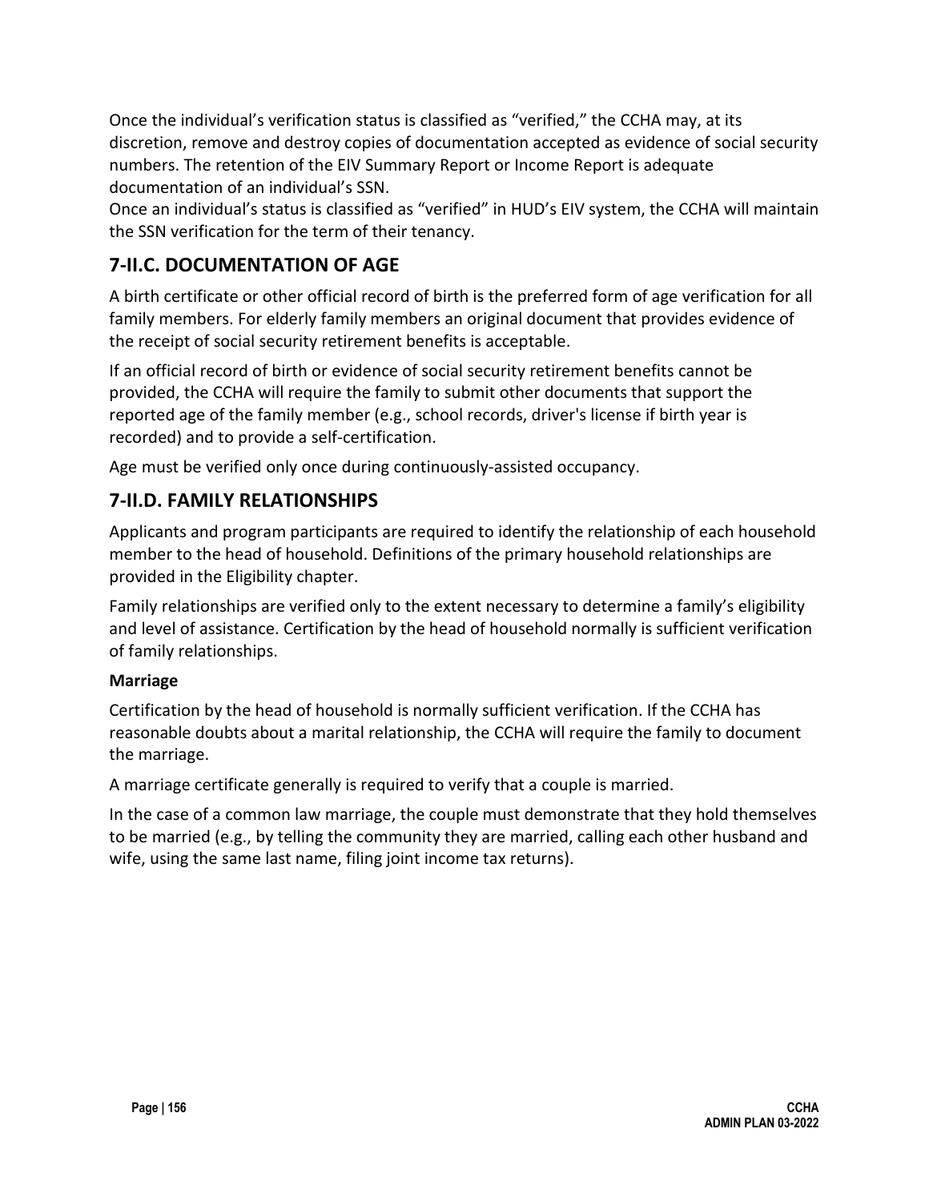Once the individual's verification status is classified as "verified," the CCHA may, at its discretion, remove and destroy copies of documentation accepted as evidence of social security numbers. The retention of the EIV Summary Report or Income Report is adequate documentation of an individual's SSN.

Once an individual's status is classified as "verified" in HUD's EIV system, the CCHA will maintain the SSN verification for the term of their tenancy.

## 7-II.C. DOCUMENTATION OF AGE

A birth certificate or other official record of birth is the preferred form of age verification for all family members. For elderly family members an original document that provides evidence of the receipt of social security retirement benefits is acceptable.

If an official record of birth or evidence of social security retirement benefits cannot be provided, the CCHA will require the family to submit other documents that support the reported age of the family member (e.g., school records, driver's license if birth year is recorded) and to provide a self-certification.

Age must be verified only once during continuously-assisted occupancy.

## 7-II.D. FAMILY RELATIONSHIPS

Applicants and program participants are required to identify the relationship of each household member to the head of household. Definitions of the primary household relationships are provided in the Eligibility chapter.

Family relationships are verified only to the extent necessary to determine a family's eligibility and level of assistance. Certification by the head of household normally is sufficient verification of family relationships.

**Marriage**

Certification by the head of household is normally sufficient verification. If the CCHA has reasonable doubts about a marital relationship, the CCHA will require the family to document the marriage.

A marriage certificate generally is required to verify that a couple is married.

In the case of a common law marriage, the couple must demonstrate that they hold themselves to be married (e.g., by telling the community they are married, calling each other husband and wife, using the same last name, filing joint income tax returns).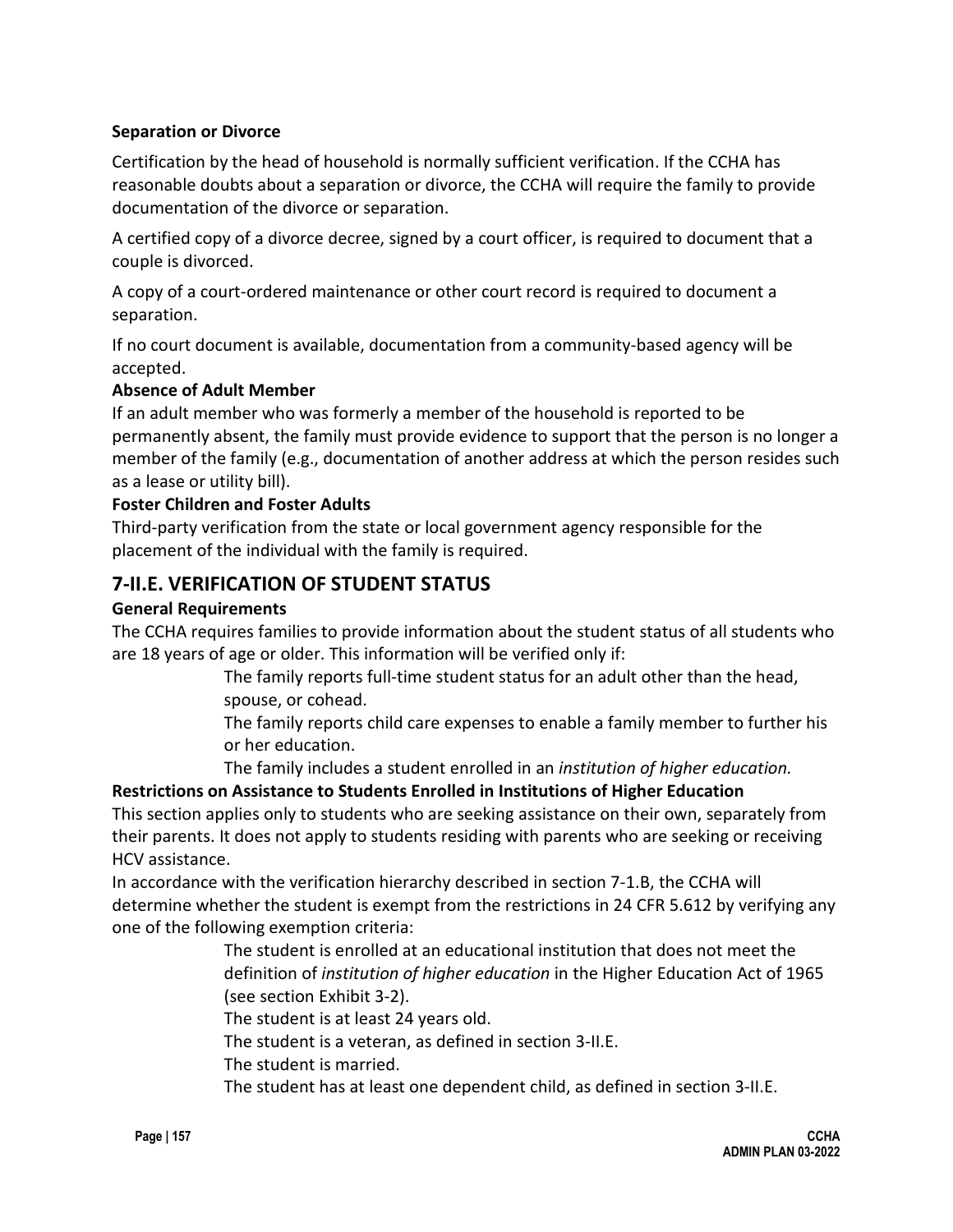**Separation or Divorce**

Certification by the head of household is normally sufficient verification. If the CCHA has reasonable doubts about a separation or divorce, the CCHA will require the family to provide documentation of the divorce or separation.

A certified copy of a divorce decree, signed by a court officer, is required to document that a couple is divorced.

A copy of a court-ordered maintenance or other court record is required to document a separation.

If no court document is available, documentation from a community-based agency will be accepted.

**Absence of Adult Member**

If an adult member who was formerly a member of the household is reported to be permanently absent, the family must provide evidence to support that the person is no longer a member of the family (e.g., documentation of another address at which the person resides such as a lease or utility bill).

**Foster Children and Foster Adults**

Third-party verification from the state or local government agency responsible for the placement of the individual with the family is required.

## 7-II.E. VERIFICATION OF STUDENT STATUS

**General Requirements**

The CCHA requires families to provide information about the student status of all students who are 18 years of age or older. This information will be verified only if:

- The family reports full-time student status for an adult other than the head, spouse, or cohead.
- The family reports child care expenses to enable a family member to further his or her education.
- The family includes a student enrolled in an *institution of higher education.*

**Restrictions on Assistance to Students Enrolled in Institutions of Higher Education**

This section applies only to students who are seeking assistance on their own, separately from their parents. It does not apply to students residing with parents who are seeking or receiving HCV assistance.

In accordance with the verification hierarchy described in section 7-1.B, the CCHA will determine whether the student is exempt from the restrictions in 24 CFR 5.612 by verifying any one of the following exemption criteria:

- The student is enrolled at an educational institution that does not meet the definition of *institution of higher education* in the Higher Education Act of 1965 (see section Exhibit 3-2).
- The student is at least 24 years old.
- The student is a veteran, as defined in section 3-II.E.
- The student is married.
- The student has at least one dependent child, as defined in section 3-II.E.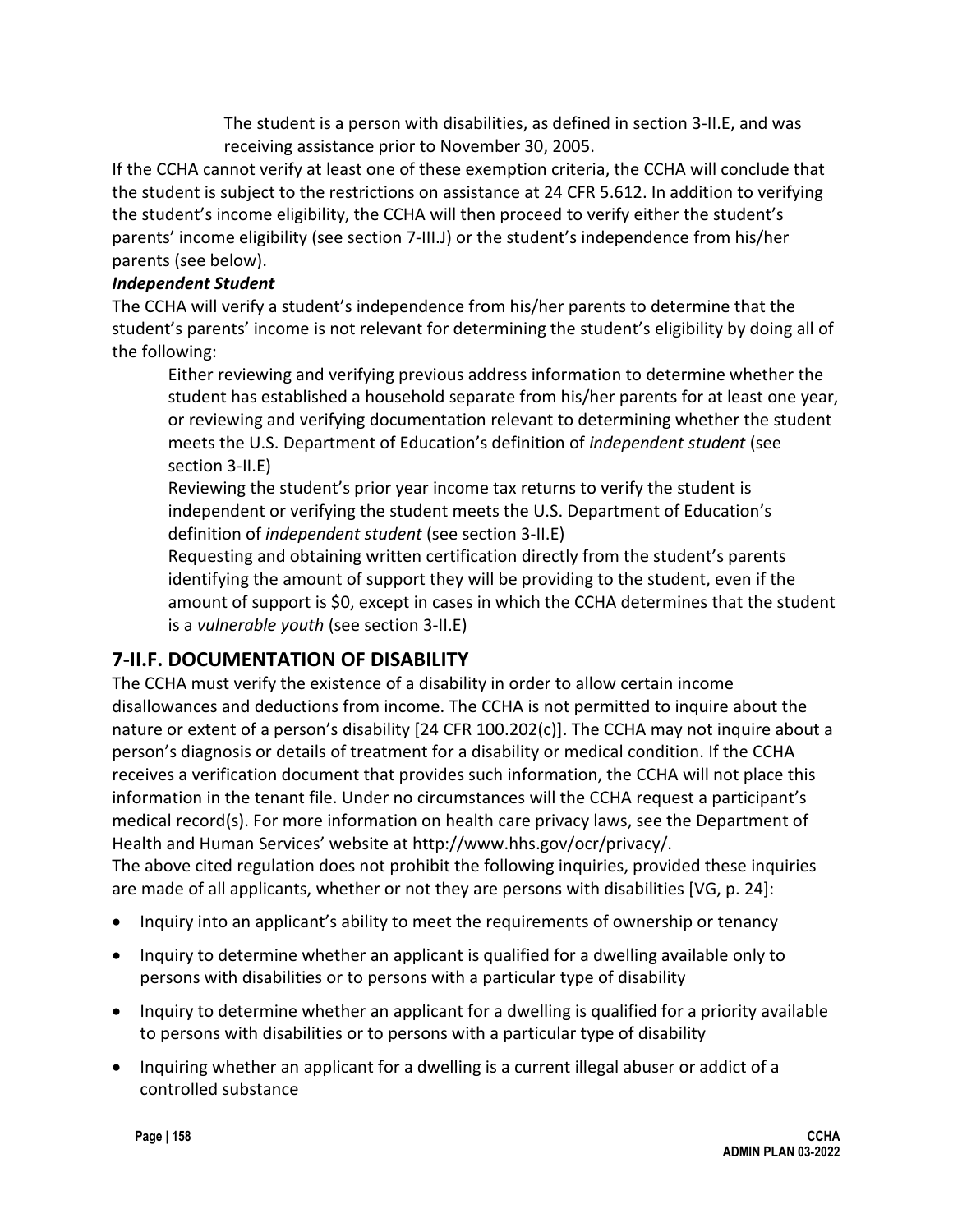The student is a person with disabilities, as defined in section 3-II.E, and was receiving assistance prior to November 30, 2005.

If the CCHA cannot verify at least one of these exemption criteria, the CCHA will conclude that the student is subject to the restrictions on assistance at 24 CFR 5.612. In addition to verifying the student's income eligibility, the CCHA will then proceed to verify either the student's parents' income eligibility (see section 7-III.J) or the student's independence from his/her parents (see below).

***Independent Student***

The CCHA will verify a student's independence from his/her parents to determine that the student's parents' income is not relevant for determining the student's eligibility by doing all of the following:

Either reviewing and verifying previous address information to determine whether the student has established a household separate from his/her parents for at least one year, or reviewing and verifying documentation relevant to determining whether the student meets the U.S. Department of Education's definition of *independent student* (see section 3-II.E)

Reviewing the student's prior year income tax returns to verify the student is independent or verifying the student meets the U.S. Department of Education's definition of *independent student* (see section 3-II.E)

Requesting and obtaining written certification directly from the student's parents identifying the amount of support they will be providing to the student, even if the amount of support is $0, except in cases in which the CCHA determines that the student is a *vulnerable youth* (see section 3-II.E)

## 7-II.F. DOCUMENTATION OF DISABILITY

The CCHA must verify the existence of a disability in order to allow certain income disallowances and deductions from income. The CCHA is not permitted to inquire about the nature or extent of a person's disability [24 CFR 100.202(c)]. The CCHA may not inquire about a person's diagnosis or details of treatment for a disability or medical condition. If the CCHA receives a verification document that provides such information, the CCHA will not place this information in the tenant file. Under no circumstances will the CCHA request a participant's medical record(s). For more information on health care privacy laws, see the Department of Health and Human Services' website at http://www.hhs.gov/ocr/privacy/.

The above cited regulation does not prohibit the following inquiries, provided these inquiries are made of all applicants, whether or not they are persons with disabilities [VG, p. 24]:

- Inquiry into an applicant's ability to meet the requirements of ownership or tenancy
- Inquiry to determine whether an applicant is qualified for a dwelling available only to persons with disabilities or to persons with a particular type of disability
- Inquiry to determine whether an applicant for a dwelling is qualified for a priority available to persons with disabilities or to persons with a particular type of disability
- Inquiring whether an applicant for a dwelling is a current illegal abuser or addict of a controlled substance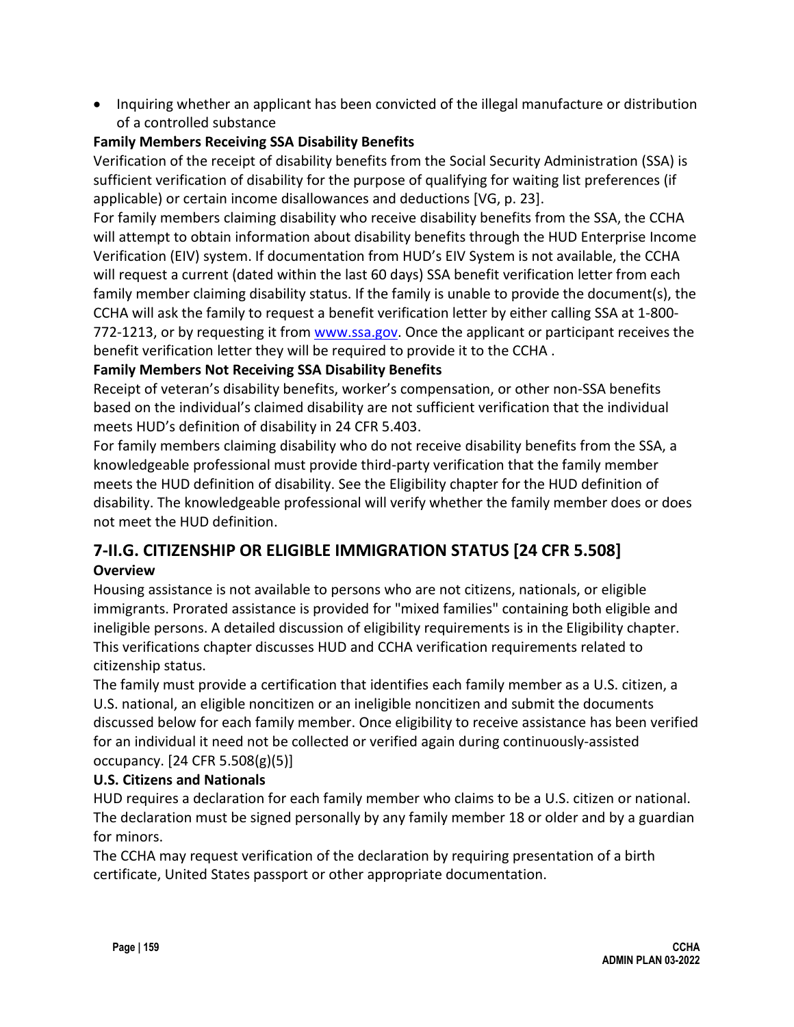- Inquiring whether an applicant has been convicted of the illegal manufacture or distribution of a controlled substance

**Family Members Receiving SSA Disability Benefits**

Verification of the receipt of disability benefits from the Social Security Administration (SSA) is sufficient verification of disability for the purpose of qualifying for waiting list preferences (if applicable) or certain income disallowances and deductions [VG, p. 23].

For family members claiming disability who receive disability benefits from the SSA, the CCHA will attempt to obtain information about disability benefits through the HUD Enterprise Income Verification (EIV) system. If documentation from HUD's EIV System is not available, the CCHA will request a current (dated within the last 60 days) SSA benefit verification letter from each family member claiming disability status. If the family is unable to provide the document(s), the CCHA will ask the family to request a benefit verification letter by either calling SSA at 1-800-772-1213, or by requesting it from www.ssa.gov. Once the applicant or participant receives the benefit verification letter they will be required to provide it to the CCHA .

**Family Members Not Receiving SSA Disability Benefits**

Receipt of veteran's disability benefits, worker's compensation, or other non-SSA benefits based on the individual's claimed disability are not sufficient verification that the individual meets HUD's definition of disability in 24 CFR 5.403.

For family members claiming disability who do not receive disability benefits from the SSA, a knowledgeable professional must provide third-party verification that the family member meets the HUD definition of disability. See the Eligibility chapter for the HUD definition of disability. The knowledgeable professional will verify whether the family member does or does not meet the HUD definition.

## 7-II.G. CITIZENSHIP OR ELIGIBLE IMMIGRATION STATUS [24 CFR 5.508]

**Overview**

Housing assistance is not available to persons who are not citizens, nationals, or eligible immigrants. Prorated assistance is provided for "mixed families" containing both eligible and ineligible persons. A detailed discussion of eligibility requirements is in the Eligibility chapter. This verifications chapter discusses HUD and CCHA verification requirements related to citizenship status.

The family must provide a certification that identifies each family member as a U.S. citizen, a U.S. national, an eligible noncitizen or an ineligible noncitizen and submit the documents discussed below for each family member. Once eligibility to receive assistance has been verified for an individual it need not be collected or verified again during continuously-assisted occupancy. [24 CFR 5.508(g)(5)]

**U.S. Citizens and Nationals**

HUD requires a declaration for each family member who claims to be a U.S. citizen or national. The declaration must be signed personally by any family member 18 or older and by a guardian for minors.

The CCHA may request verification of the declaration by requiring presentation of a birth certificate, United States passport or other appropriate documentation.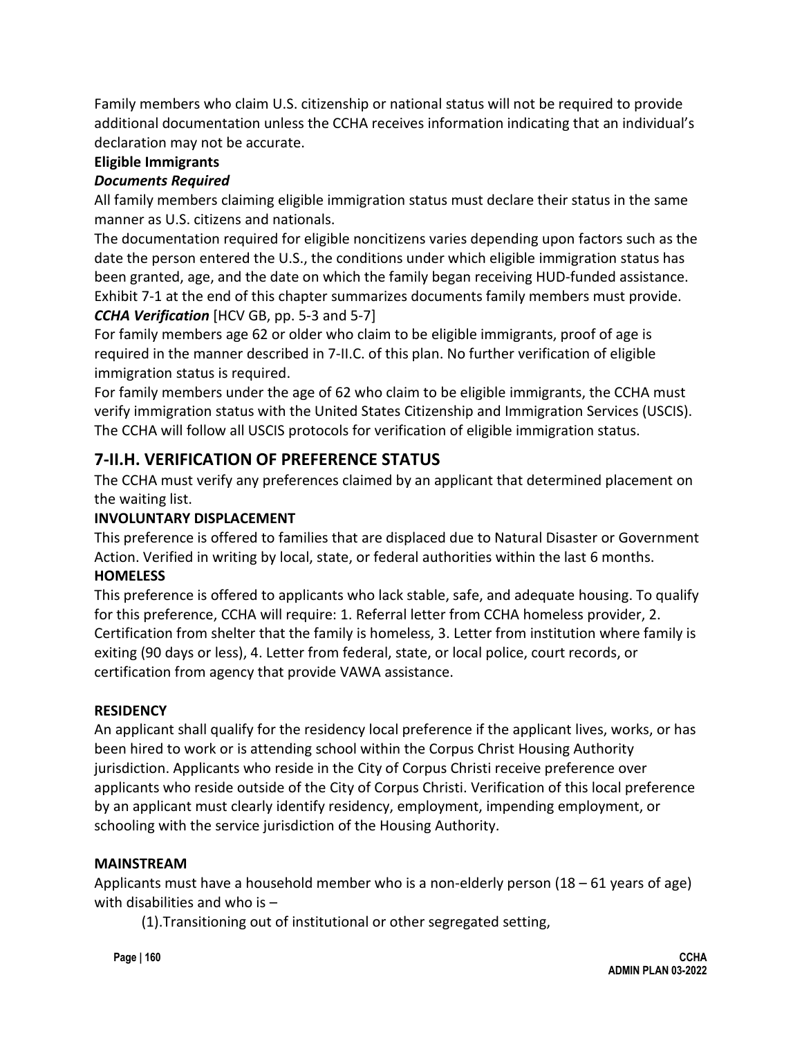Family members who claim U.S. citizenship or national status will not be required to provide additional documentation unless the CCHA receives information indicating that an individual's declaration may not be accurate.

**Eligible Immigrants**

***Documents Required***

All family members claiming eligible immigration status must declare their status in the same manner as U.S. citizens and nationals.

The documentation required for eligible noncitizens varies depending upon factors such as the date the person entered the U.S., the conditions under which eligible immigration status has been granted, age, and the date on which the family began receiving HUD-funded assistance. Exhibit 7-1 at the end of this chapter summarizes documents family members must provide.

***CCHA Verification*** [HCV GB, pp. 5-3 and 5-7]

For family members age 62 or older who claim to be eligible immigrants, proof of age is required in the manner described in 7-II.C. of this plan. No further verification of eligible immigration status is required.

For family members under the age of 62 who claim to be eligible immigrants, the CCHA must verify immigration status with the United States Citizenship and Immigration Services (USCIS). The CCHA will follow all USCIS protocols for verification of eligible immigration status.

## 7-II.H. VERIFICATION OF PREFERENCE STATUS

The CCHA must verify any preferences claimed by an applicant that determined placement on the waiting list.

**INVOLUNTARY DISPLACEMENT**

This preference is offered to families that are displaced due to Natural Disaster or Government Action. Verified in writing by local, state, or federal authorities within the last 6 months.

**HOMELESS**

This preference is offered to applicants who lack stable, safe, and adequate housing. To qualify for this preference, CCHA will require: 1. Referral letter from CCHA homeless provider, 2. Certification from shelter that the family is homeless, 3. Letter from institution where family is exiting (90 days or less), 4. Letter from federal, state, or local police, court records, or certification from agency that provide VAWA assistance.

**RESIDENCY**

An applicant shall qualify for the residency local preference if the applicant lives, works, or has been hired to work or is attending school within the Corpus Christ Housing Authority jurisdiction. Applicants who reside in the City of Corpus Christi receive preference over applicants who reside outside of the City of Corpus Christi. Verification of this local preference by an applicant must clearly identify residency, employment, impending employment, or schooling with the service jurisdiction of the Housing Authority.

**MAINSTREAM**

Applicants must have a household member who is a non-elderly person (18 – 61 years of age) with disabilities and who is –

(1).Transitioning out of institutional or other segregated setting,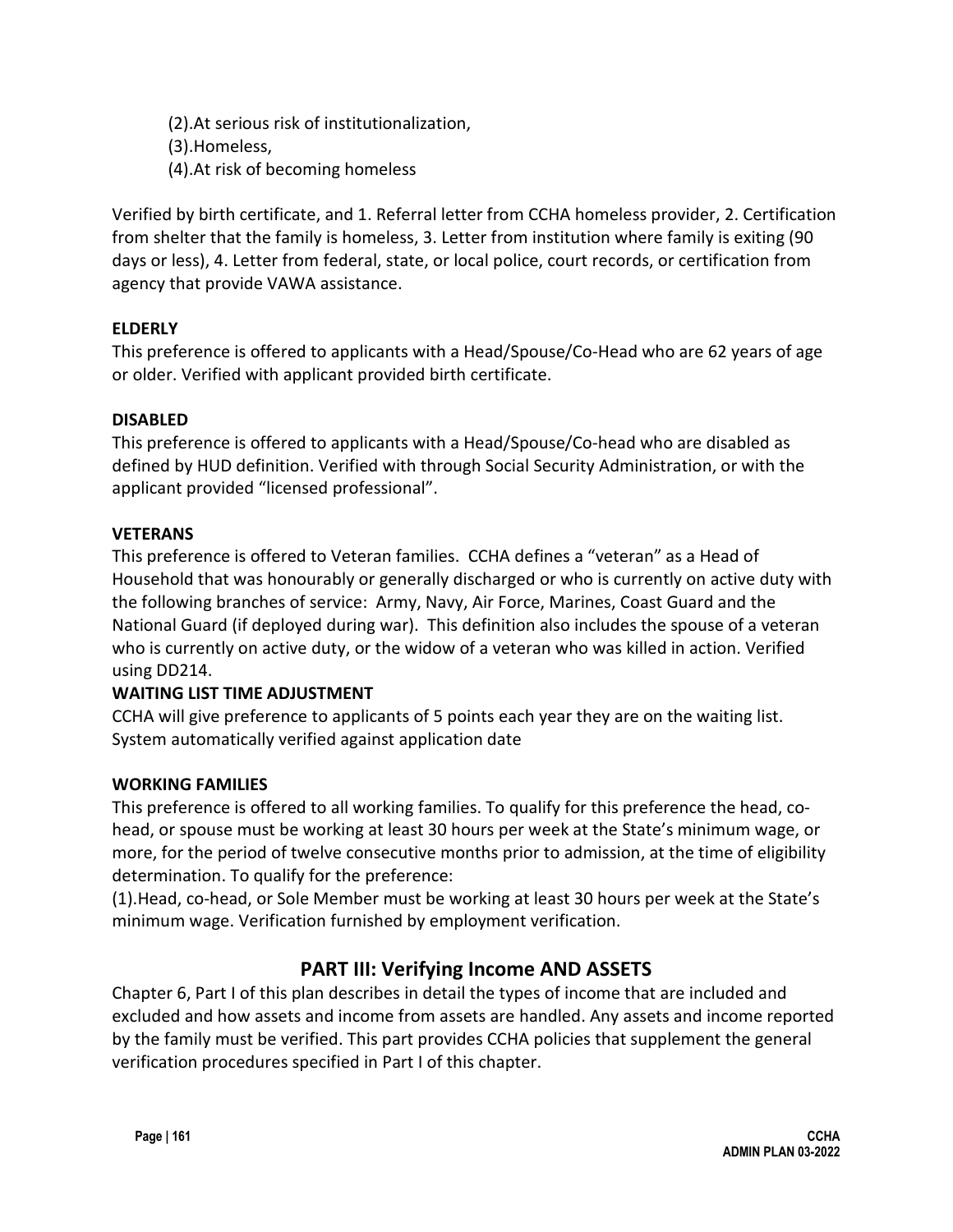(2).At serious risk of institutionalization,
(3).Homeless,
(4).At risk of becoming homeless

Verified by birth certificate, and 1. Referral letter from CCHA homeless provider, 2. Certification from shelter that the family is homeless, 3. Letter from institution where family is exiting (90 days or less), 4. Letter from federal, state, or local police, court records, or certification from agency that provide VAWA assistance.

**ELDERLY**

This preference is offered to applicants with a Head/Spouse/Co-Head who are 62 years of age or older. Verified with applicant provided birth certificate.

**DISABLED**

This preference is offered to applicants with a Head/Spouse/Co-head who are disabled as defined by HUD definition. Verified with through Social Security Administration, or with the applicant provided "licensed professional".

**VETERANS**

This preference is offered to Veteran families. CCHA defines a "veteran" as a Head of Household that was honourably or generally discharged or who is currently on active duty with the following branches of service: Army, Navy, Air Force, Marines, Coast Guard and the National Guard (if deployed during war). This definition also includes the spouse of a veteran who is currently on active duty, or the widow of a veteran who was killed in action. Verified using DD214.

**WAITING LIST TIME ADJUSTMENT**

CCHA will give preference to applicants of 5 points each year they are on the waiting list. System automatically verified against application date

**WORKING FAMILIES**

This preference is offered to all working families. To qualify for this preference the head, co-head, or spouse must be working at least 30 hours per week at the State's minimum wage, or more, for the period of twelve consecutive months prior to admission, at the time of eligibility determination. To qualify for the preference:
(1).Head, co-head, or Sole Member must be working at least 30 hours per week at the State's minimum wage. Verification furnished by employment verification.

## PART III: Verifying Income AND ASSETS

Chapter 6, Part I of this plan describes in detail the types of income that are included and excluded and how assets and income from assets are handled. Any assets and income reported by the family must be verified. This part provides CCHA policies that supplement the general verification procedures specified in Part I of this chapter.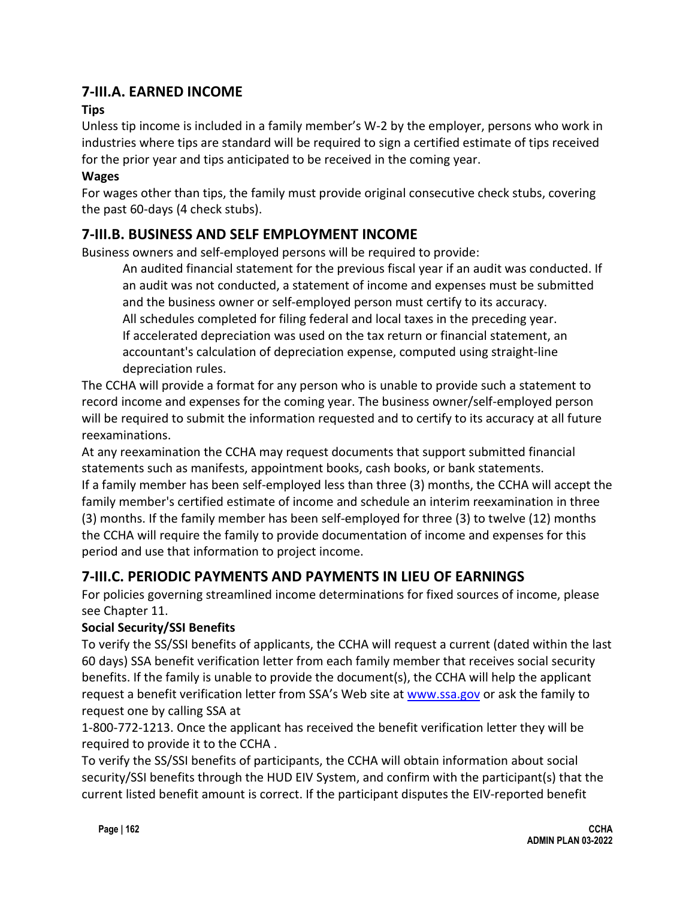## 7-III.A. EARNED INCOME

**Tips**

Unless tip income is included in a family member's W-2 by the employer, persons who work in industries where tips are standard will be required to sign a certified estimate of tips received for the prior year and tips anticipated to be received in the coming year.

**Wages**

For wages other than tips, the family must provide original consecutive check stubs, covering the past 60-days (4 check stubs).

## 7-III.B. BUSINESS AND SELF EMPLOYMENT INCOME

Business owners and self-employed persons will be required to provide:

> An audited financial statement for the previous fiscal year if an audit was conducted. If an audit was not conducted, a statement of income and expenses must be submitted and the business owner or self-employed person must certify to its accuracy.
>
> All schedules completed for filing federal and local taxes in the preceding year.
>
> If accelerated depreciation was used on the tax return or financial statement, an accountant's calculation of depreciation expense, computed using straight-line depreciation rules.

The CCHA will provide a format for any person who is unable to provide such a statement to record income and expenses for the coming year. The business owner/self-employed person will be required to submit the information requested and to certify to its accuracy at all future reexaminations.

At any reexamination the CCHA may request documents that support submitted financial statements such as manifests, appointment books, cash books, or bank statements.

If a family member has been self-employed less than three (3) months, the CCHA will accept the family member's certified estimate of income and schedule an interim reexamination in three (3) months. If the family member has been self-employed for three (3) to twelve (12) months the CCHA will require the family to provide documentation of income and expenses for this period and use that information to project income.

## 7-III.C. PERIODIC PAYMENTS AND PAYMENTS IN LIEU OF EARNINGS

For policies governing streamlined income determinations for fixed sources of income, please see Chapter 11.

**Social Security/SSI Benefits**

To verify the SS/SSI benefits of applicants, the CCHA will request a current (dated within the last 60 days) SSA benefit verification letter from each family member that receives social security benefits. If the family is unable to provide the document(s), the CCHA will help the applicant request a benefit verification letter from SSA's Web site at www.ssa.gov or ask the family to request one by calling SSA at

1-800-772-1213. Once the applicant has received the benefit verification letter they will be required to provide it to the CCHA .

To verify the SS/SSI benefits of participants, the CCHA will obtain information about social security/SSI benefits through the HUD EIV System, and confirm with the participant(s) that the current listed benefit amount is correct. If the participant disputes the EIV-reported benefit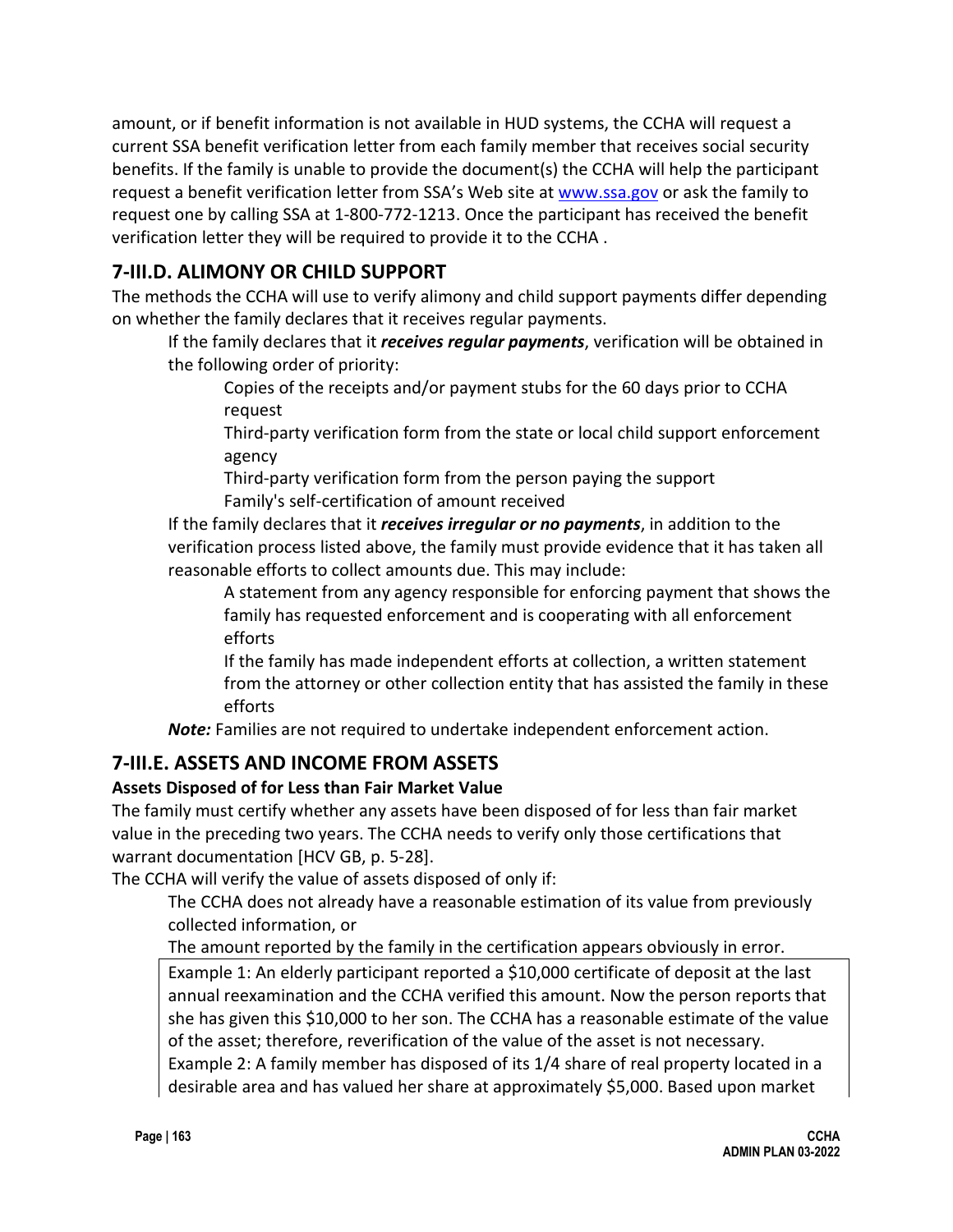amount, or if benefit information is not available in HUD systems, the CCHA will request a current SSA benefit verification letter from each family member that receives social security benefits. If the family is unable to provide the document(s) the CCHA will help the participant request a benefit verification letter from SSA's Web site at [www.ssa.gov](http://www.ssa.gov) or ask the family to request one by calling SSA at 1-800-772-1213. Once the participant has received the benefit verification letter they will be required to provide it to the CCHA .

## 7-III.D. ALIMONY OR CHILD SUPPORT

The methods the CCHA will use to verify alimony and child support payments differ depending on whether the family declares that it receives regular payments.

If the family declares that it ***receives regular payments***, verification will be obtained in the following order of priority:

- Copies of the receipts and/or payment stubs for the 60 days prior to CCHA request
- Third-party verification form from the state or local child support enforcement agency
- Third-party verification form from the person paying the support
- Family's self-certification of amount received

If the family declares that it ***receives irregular or no payments***, in addition to the verification process listed above, the family must provide evidence that it has taken all reasonable efforts to collect amounts due. This may include:

- A statement from any agency responsible for enforcing payment that shows the family has requested enforcement and is cooperating with all enforcement efforts
- If the family has made independent efforts at collection, a written statement from the attorney or other collection entity that has assisted the family in these efforts

***Note:*** Families are not required to undertake independent enforcement action.

## 7-III.E. ASSETS AND INCOME FROM ASSETS

**Assets Disposed of for Less than Fair Market Value**

The family must certify whether any assets have been disposed of for less than fair market value in the preceding two years. The CCHA needs to verify only those certifications that warrant documentation [HCV GB, p. 5-28].

The CCHA will verify the value of assets disposed of only if:

- The CCHA does not already have a reasonable estimation of its value from previously collected information, or
- The amount reported by the family in the certification appears obviously in error.

> Example 1: An elderly participant reported a $10,000 certificate of deposit at the last annual reexamination and the CCHA verified this amount. Now the person reports that she has given this $10,000 to her son. The CCHA has a reasonable estimate of the value of the asset; therefore, reverification of the value of the asset is not necessary.
>
> Example 2: A family member has disposed of its 1/4 share of real property located in a desirable area and has valued her share at approximately $5,000. Based upon market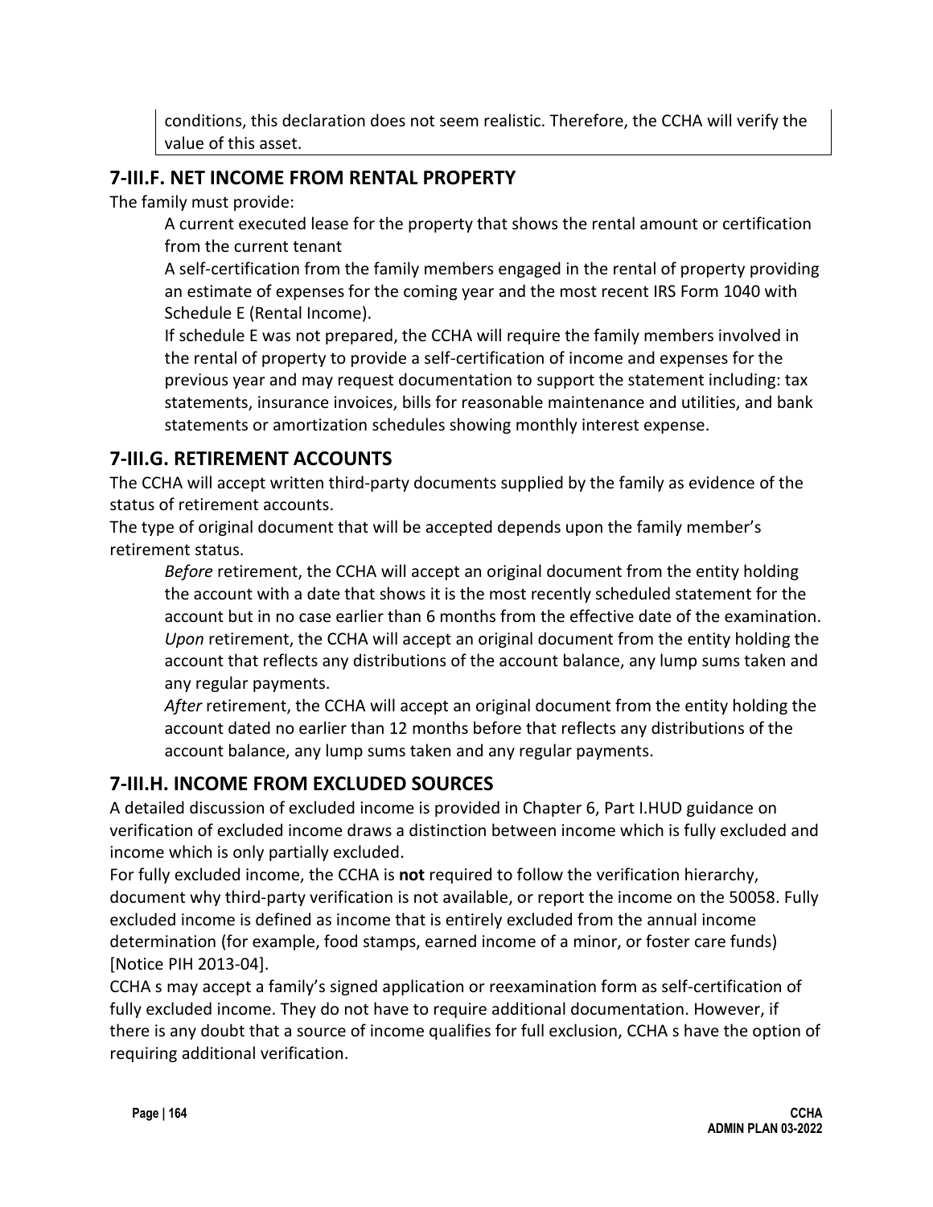conditions, this declaration does not seem realistic. Therefore, the CCHA will verify the value of this asset.

## 7-III.F. NET INCOME FROM RENTAL PROPERTY

The family must provide:

A current executed lease for the property that shows the rental amount or certification from the current tenant

A self-certification from the family members engaged in the rental of property providing an estimate of expenses for the coming year and the most recent IRS Form 1040 with Schedule E (Rental Income).

If schedule E was not prepared, the CCHA will require the family members involved in the rental of property to provide a self-certification of income and expenses for the previous year and may request documentation to support the statement including: tax statements, insurance invoices, bills for reasonable maintenance and utilities, and bank statements or amortization schedules showing monthly interest expense.

## 7-III.G. RETIREMENT ACCOUNTS

The CCHA will accept written third-party documents supplied by the family as evidence of the status of retirement accounts.

The type of original document that will be accepted depends upon the family member's retirement status.

*Before* retirement, the CCHA will accept an original document from the entity holding the account with a date that shows it is the most recently scheduled statement for the account but in no case earlier than 6 months from the effective date of the examination.

*Upon* retirement, the CCHA will accept an original document from the entity holding the account that reflects any distributions of the account balance, any lump sums taken and any regular payments.

*After* retirement, the CCHA will accept an original document from the entity holding the account dated no earlier than 12 months before that reflects any distributions of the account balance, any lump sums taken and any regular payments.

## 7-III.H. INCOME FROM EXCLUDED SOURCES

A detailed discussion of excluded income is provided in Chapter 6, Part I.HUD guidance on verification of excluded income draws a distinction between income which is fully excluded and income which is only partially excluded.

For fully excluded income, the CCHA is **not** required to follow the verification hierarchy, document why third-party verification is not available, or report the income on the 50058. Fully excluded income is defined as income that is entirely excluded from the annual income determination (for example, food stamps, earned income of a minor, or foster care funds) [Notice PIH 2013-04].

CCHA s may accept a family's signed application or reexamination form as self-certification of fully excluded income. They do not have to require additional documentation. However, if there is any doubt that a source of income qualifies for full exclusion, CCHA s have the option of requiring additional verification.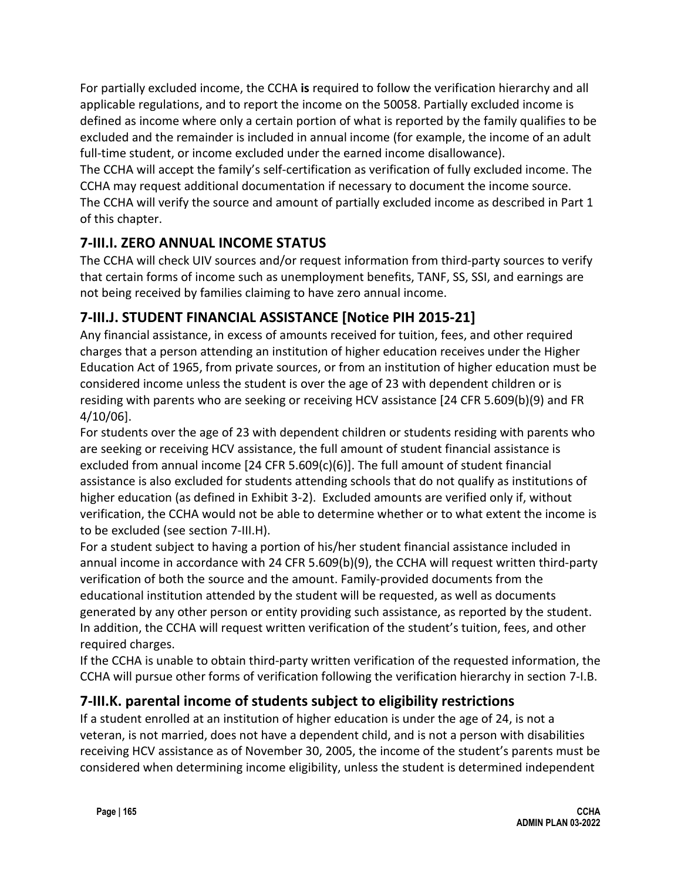For partially excluded income, the CCHA **is** required to follow the verification hierarchy and all applicable regulations, and to report the income on the 50058. Partially excluded income is defined as income where only a certain portion of what is reported by the family qualifies to be excluded and the remainder is included in annual income (for example, the income of an adult full-time student, or income excluded under the earned income disallowance).

The CCHA will accept the family's self-certification as verification of fully excluded income. The CCHA may request additional documentation if necessary to document the income source.

The CCHA will verify the source and amount of partially excluded income as described in Part 1 of this chapter.

## 7-III.I. ZERO ANNUAL INCOME STATUS

The CCHA will check UIV sources and/or request information from third-party sources to verify that certain forms of income such as unemployment benefits, TANF, SS, SSI, and earnings are not being received by families claiming to have zero annual income.

## 7-III.J. STUDENT FINANCIAL ASSISTANCE [Notice PIH 2015-21]

Any financial assistance, in excess of amounts received for tuition, fees, and other required charges that a person attending an institution of higher education receives under the Higher Education Act of 1965, from private sources, or from an institution of higher education must be considered income unless the student is over the age of 23 with dependent children or is residing with parents who are seeking or receiving HCV assistance [24 CFR 5.609(b)(9) and FR 4/10/06].

For students over the age of 23 with dependent children or students residing with parents who are seeking or receiving HCV assistance, the full amount of student financial assistance is excluded from annual income [24 CFR 5.609(c)(6)]. The full amount of student financial assistance is also excluded for students attending schools that do not qualify as institutions of higher education (as defined in Exhibit 3-2). Excluded amounts are verified only if, without verification, the CCHA would not be able to determine whether or to what extent the income is to be excluded (see section 7-III.H).

For a student subject to having a portion of his/her student financial assistance included in annual income in accordance with 24 CFR 5.609(b)(9), the CCHA will request written third-party verification of both the source and the amount. Family-provided documents from the educational institution attended by the student will be requested, as well as documents generated by any other person or entity providing such assistance, as reported by the student. In addition, the CCHA will request written verification of the student's tuition, fees, and other required charges.

If the CCHA is unable to obtain third-party written verification of the requested information, the CCHA will pursue other forms of verification following the verification hierarchy in section 7-I.B.

## 7-III.K. parental income of students subject to eligibility restrictions

If a student enrolled at an institution of higher education is under the age of 24, is not a veteran, is not married, does not have a dependent child, and is not a person with disabilities receiving HCV assistance as of November 30, 2005, the income of the student's parents must be considered when determining income eligibility, unless the student is determined independent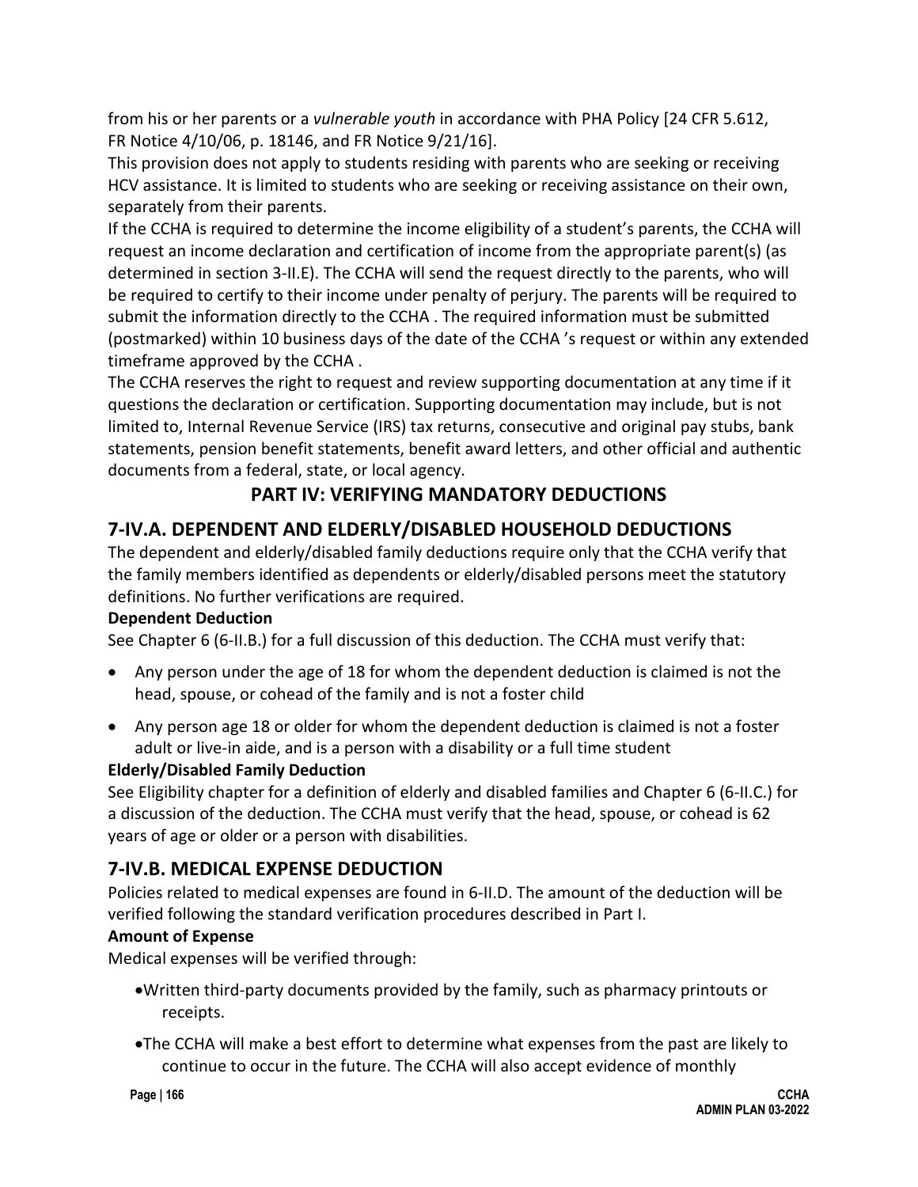from his or her parents or a *vulnerable youth* in accordance with PHA Policy [24 CFR 5.612, FR Notice 4/10/06, p. 18146, and FR Notice 9/21/16].

This provision does not apply to students residing with parents who are seeking or receiving HCV assistance. It is limited to students who are seeking or receiving assistance on their own, separately from their parents.

If the CCHA is required to determine the income eligibility of a student's parents, the CCHA will request an income declaration and certification of income from the appropriate parent(s) (as determined in section 3-II.E). The CCHA will send the request directly to the parents, who will be required to certify to their income under penalty of perjury. The parents will be required to submit the information directly to the CCHA . The required information must be submitted (postmarked) within 10 business days of the date of the CCHA 's request or within any extended timeframe approved by the CCHA .

The CCHA reserves the right to request and review supporting documentation at any time if it questions the declaration or certification. Supporting documentation may include, but is not limited to, Internal Revenue Service (IRS) tax returns, consecutive and original pay stubs, bank statements, pension benefit statements, benefit award letters, and other official and authentic documents from a federal, state, or local agency.

# PART IV: VERIFYING MANDATORY DEDUCTIONS

## 7-IV.A. DEPENDENT AND ELDERLY/DISABLED HOUSEHOLD DEDUCTIONS

The dependent and elderly/disabled family deductions require only that the CCHA verify that the family members identified as dependents or elderly/disabled persons meet the statutory definitions. No further verifications are required.

**Dependent Deduction**

See Chapter 6 (6-II.B.) for a full discussion of this deduction. The CCHA must verify that:

- Any person under the age of 18 for whom the dependent deduction is claimed is not the head, spouse, or cohead of the family and is not a foster child
- Any person age 18 or older for whom the dependent deduction is claimed is not a foster adult or live-in aide, and is a person with a disability or a full time student

**Elderly/Disabled Family Deduction**

See Eligibility chapter for a definition of elderly and disabled families and Chapter 6 (6-II.C.) for a discussion of the deduction. The CCHA must verify that the head, spouse, or cohead is 62 years of age or older or a person with disabilities.

## 7-IV.B. MEDICAL EXPENSE DEDUCTION

Policies related to medical expenses are found in 6-II.D. The amount of the deduction will be verified following the standard verification procedures described in Part I.

**Amount of Expense**

Medical expenses will be verified through:

- Written third-party documents provided by the family, such as pharmacy printouts or receipts.
- The CCHA will make a best effort to determine what expenses from the past are likely to continue to occur in the future. The CCHA will also accept evidence of monthly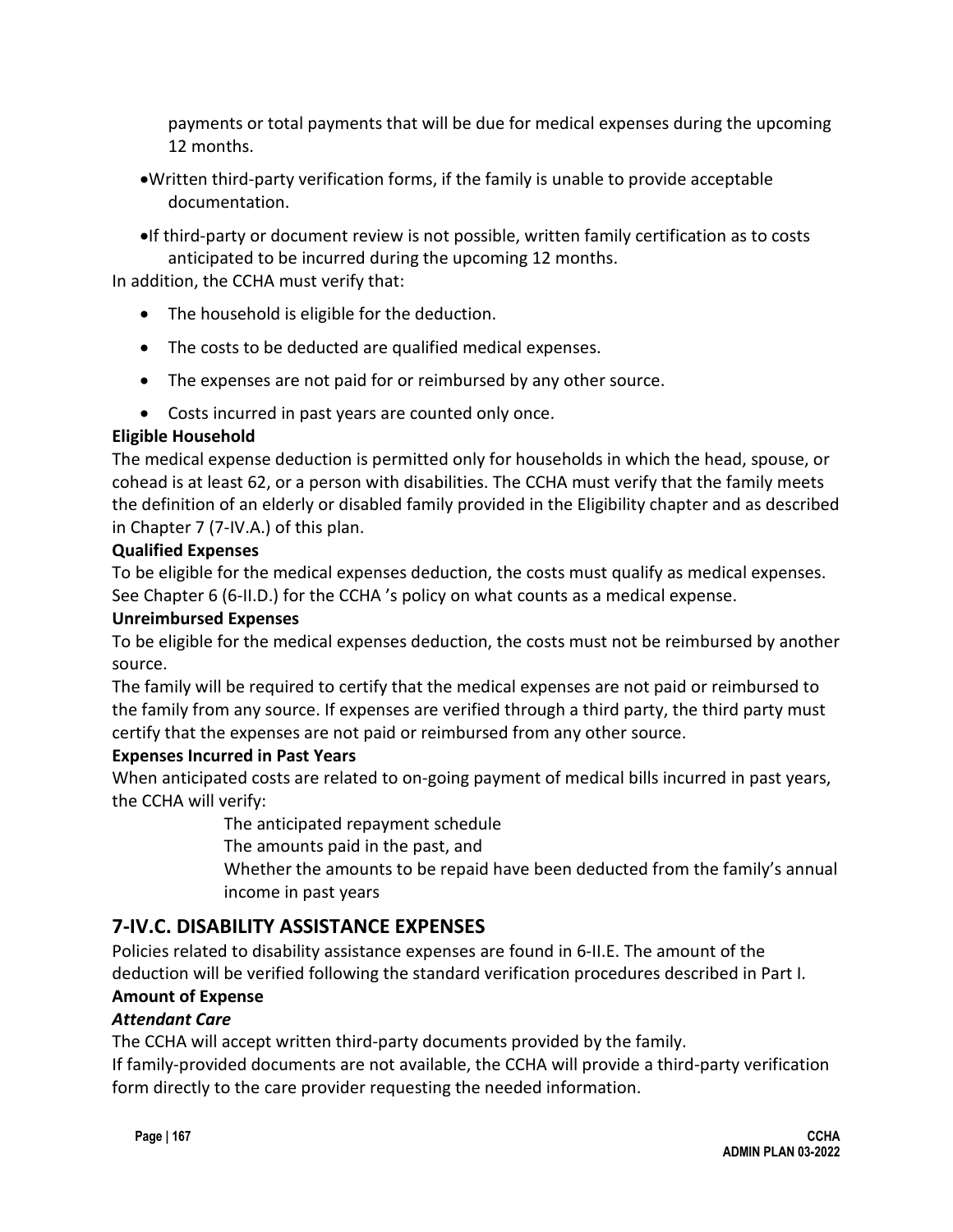payments or total payments that will be due for medical expenses during the upcoming 12 months.

- Written third-party verification forms, if the family is unable to provide acceptable documentation.
- If third-party or document review is not possible, written family certification as to costs anticipated to be incurred during the upcoming 12 months.

In addition, the CCHA must verify that:

- The household is eligible for the deduction.
- The costs to be deducted are qualified medical expenses.
- The expenses are not paid for or reimbursed by any other source.
- Costs incurred in past years are counted only once.

**Eligible Household**

The medical expense deduction is permitted only for households in which the head, spouse, or cohead is at least 62, or a person with disabilities. The CCHA must verify that the family meets the definition of an elderly or disabled family provided in the Eligibility chapter and as described in Chapter 7 (7-IV.A.) of this plan.

**Qualified Expenses**

To be eligible for the medical expenses deduction, the costs must qualify as medical expenses. See Chapter 6 (6-II.D.) for the CCHA 's policy on what counts as a medical expense.

**Unreimbursed Expenses**

To be eligible for the medical expenses deduction, the costs must not be reimbursed by another source.

The family will be required to certify that the medical expenses are not paid or reimbursed to the family from any source. If expenses are verified through a third party, the third party must certify that the expenses are not paid or reimbursed from any other source.

**Expenses Incurred in Past Years**

When anticipated costs are related to on-going payment of medical bills incurred in past years, the CCHA will verify:

The anticipated repayment schedule

The amounts paid in the past, and

Whether the amounts to be repaid have been deducted from the family's annual income in past years

## 7-IV.C. DISABILITY ASSISTANCE EXPENSES

Policies related to disability assistance expenses are found in 6-II.E. The amount of the deduction will be verified following the standard verification procedures described in Part I.

**Amount of Expense**

***Attendant Care***

The CCHA will accept written third-party documents provided by the family.

If family-provided documents are not available, the CCHA will provide a third-party verification form directly to the care provider requesting the needed information.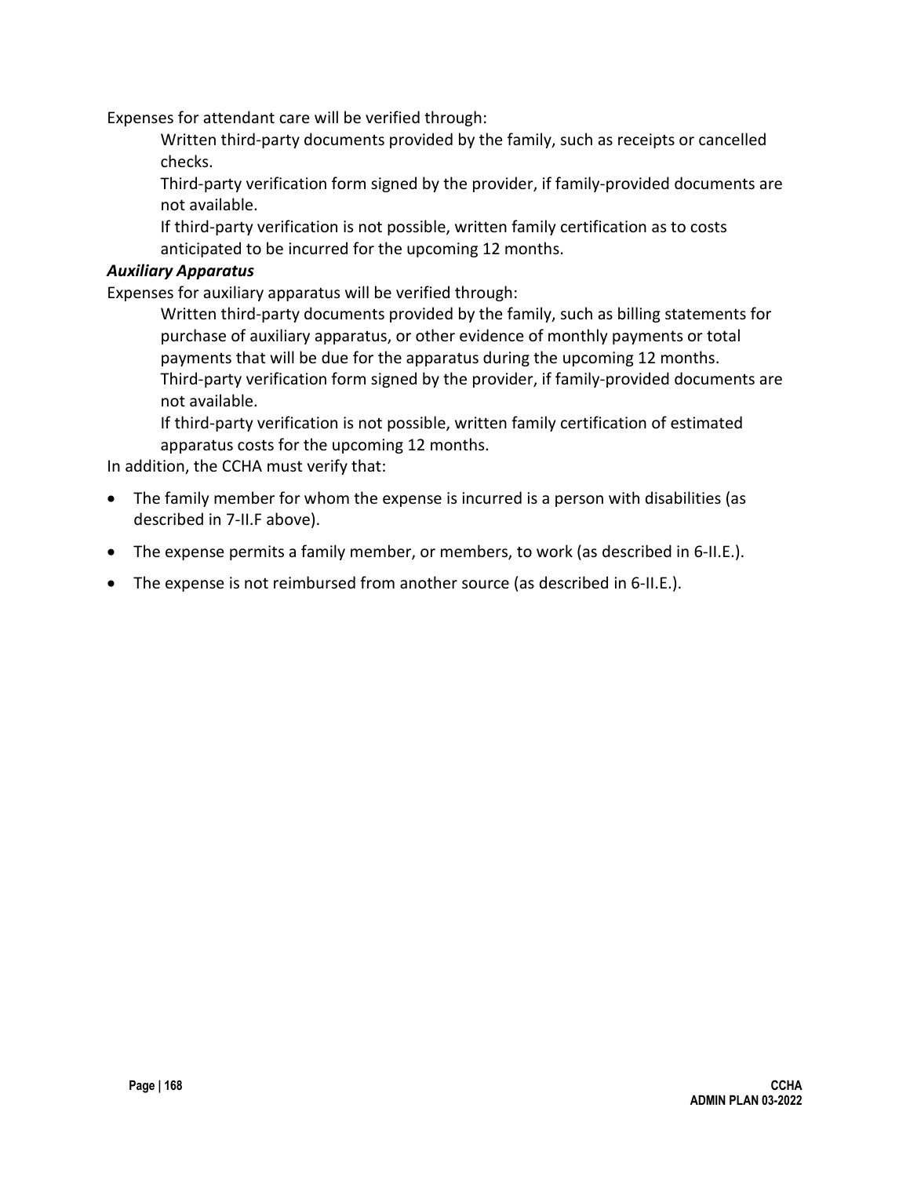Expenses for attendant care will be verified through:

Written third-party documents provided by the family, such as receipts or cancelled checks.

Third-party verification form signed by the provider, if family-provided documents are not available.

If third-party verification is not possible, written family certification as to costs anticipated to be incurred for the upcoming 12 months.

***Auxiliary Apparatus***

Expenses for auxiliary apparatus will be verified through:

Written third-party documents provided by the family, such as billing statements for purchase of auxiliary apparatus, or other evidence of monthly payments or total payments that will be due for the apparatus during the upcoming 12 months.

Third-party verification form signed by the provider, if family-provided documents are not available.

If third-party verification is not possible, written family certification of estimated apparatus costs for the upcoming 12 months.

In addition, the CCHA must verify that:

- The family member for whom the expense is incurred is a person with disabilities (as described in 7-II.F above).
- The expense permits a family member, or members, to work (as described in 6-II.E.).
- The expense is not reimbursed from another source (as described in 6-II.E.).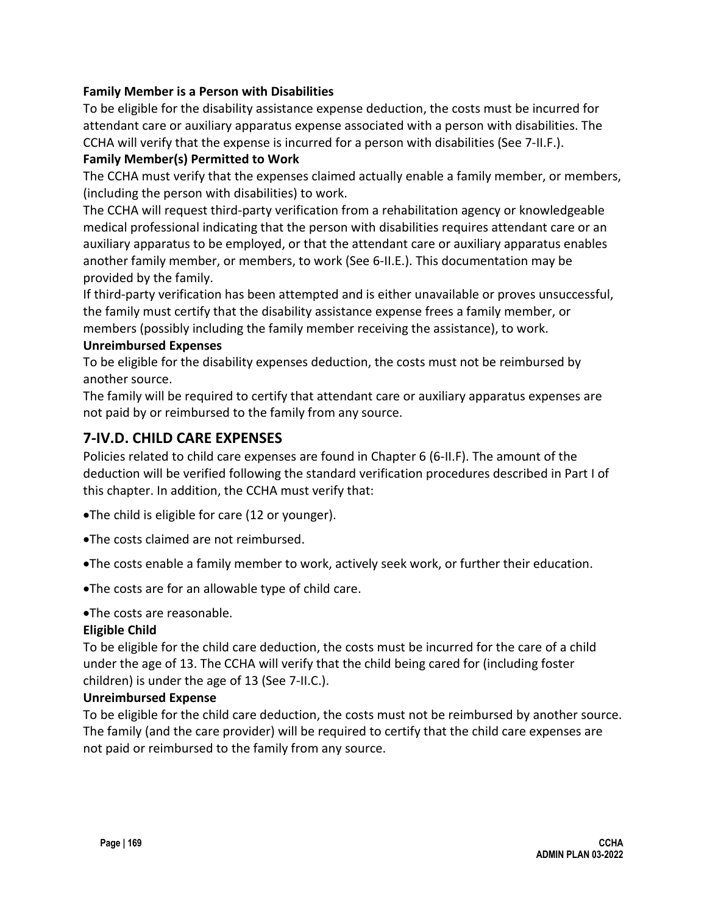**Family Member is a Person with Disabilities**

To be eligible for the disability assistance expense deduction, the costs must be incurred for attendant care or auxiliary apparatus expense associated with a person with disabilities. The CCHA will verify that the expense is incurred for a person with disabilities (See 7-II.F.).

**Family Member(s) Permitted to Work**

The CCHA must verify that the expenses claimed actually enable a family member, or members, (including the person with disabilities) to work.

The CCHA will request third-party verification from a rehabilitation agency or knowledgeable medical professional indicating that the person with disabilities requires attendant care or an auxiliary apparatus to be employed, or that the attendant care or auxiliary apparatus enables another family member, or members, to work (See 6-II.E.). This documentation may be provided by the family.

If third-party verification has been attempted and is either unavailable or proves unsuccessful, the family must certify that the disability assistance expense frees a family member, or members (possibly including the family member receiving the assistance), to work.

**Unreimbursed Expenses**

To be eligible for the disability expenses deduction, the costs must not be reimbursed by another source.

The family will be required to certify that attendant care or auxiliary apparatus expenses are not paid by or reimbursed to the family from any source.

## 7-IV.D. CHILD CARE EXPENSES

Policies related to child care expenses are found in Chapter 6 (6-II.F). The amount of the deduction will be verified following the standard verification procedures described in Part I of this chapter. In addition, the CCHA must verify that:

- The child is eligible for care (12 or younger).
- The costs claimed are not reimbursed.
- The costs enable a family member to work, actively seek work, or further their education.
- The costs are for an allowable type of child care.
- The costs are reasonable.

**Eligible Child**

To be eligible for the child care deduction, the costs must be incurred for the care of a child under the age of 13. The CCHA will verify that the child being cared for (including foster children) is under the age of 13 (See 7-II.C.).

**Unreimbursed Expense**

To be eligible for the child care deduction, the costs must not be reimbursed by another source. The family (and the care provider) will be required to certify that the child care expenses are not paid or reimbursed to the family from any source.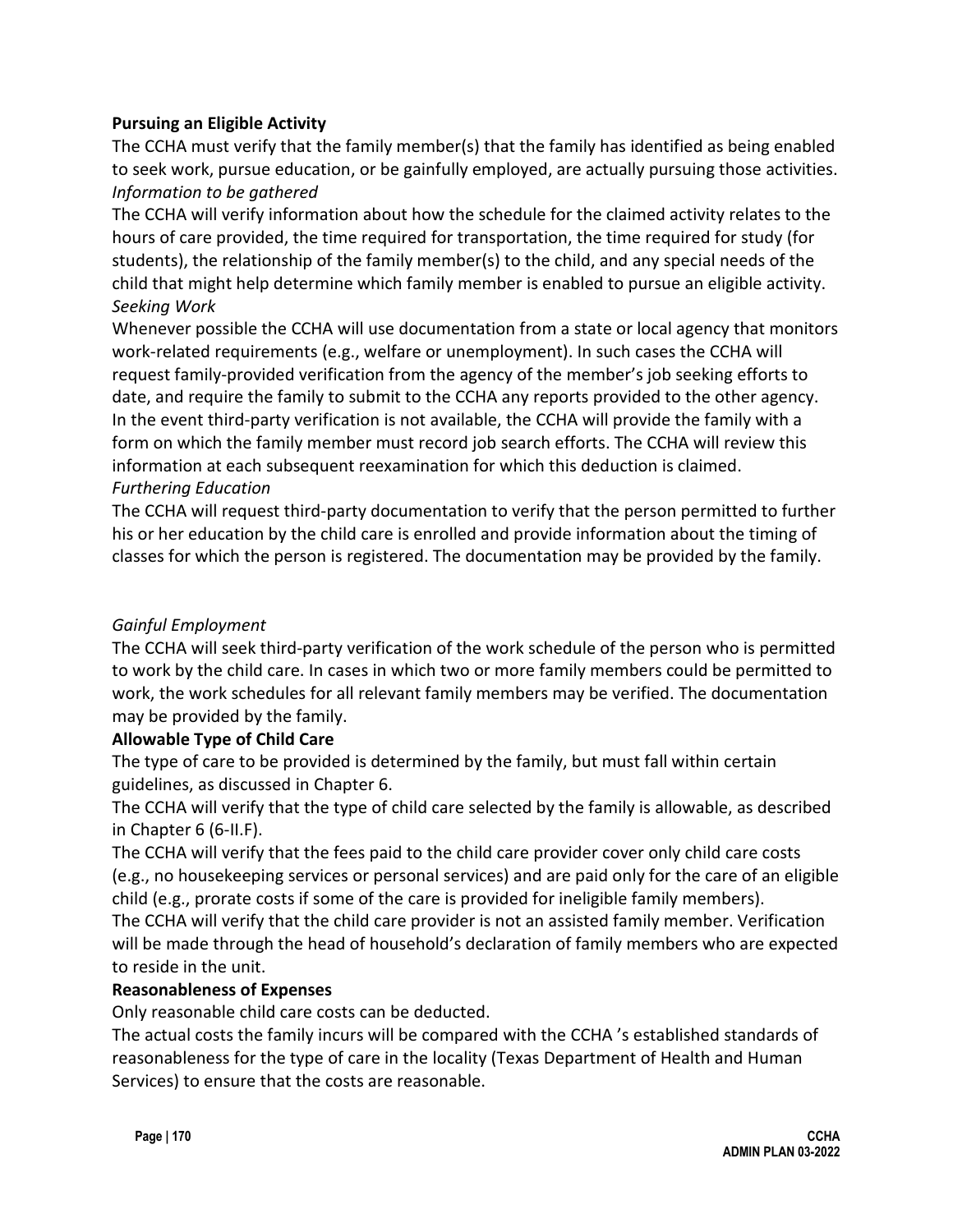**Pursuing an Eligible Activity**

The CCHA must verify that the family member(s) that the family has identified as being enabled to seek work, pursue education, or be gainfully employed, are actually pursuing those activities.

*Information to be gathered*

The CCHA will verify information about how the schedule for the claimed activity relates to the hours of care provided, the time required for transportation, the time required for study (for students), the relationship of the family member(s) to the child, and any special needs of the child that might help determine which family member is enabled to pursue an eligible activity.

*Seeking Work*

Whenever possible the CCHA will use documentation from a state or local agency that monitors work-related requirements (e.g., welfare or unemployment). In such cases the CCHA will request family-provided verification from the agency of the member's job seeking efforts to date, and require the family to submit to the CCHA any reports provided to the other agency. In the event third-party verification is not available, the CCHA will provide the family with a form on which the family member must record job search efforts. The CCHA will review this information at each subsequent reexamination for which this deduction is claimed.

*Furthering Education*

The CCHA will request third-party documentation to verify that the person permitted to further his or her education by the child care is enrolled and provide information about the timing of classes for which the person is registered. The documentation may be provided by the family.

*Gainful Employment*

The CCHA will seek third-party verification of the work schedule of the person who is permitted to work by the child care. In cases in which two or more family members could be permitted to work, the work schedules for all relevant family members may be verified. The documentation may be provided by the family.

**Allowable Type of Child Care**

The type of care to be provided is determined by the family, but must fall within certain guidelines, as discussed in Chapter 6.

The CCHA will verify that the type of child care selected by the family is allowable, as described in Chapter 6 (6-II.F).

The CCHA will verify that the fees paid to the child care provider cover only child care costs (e.g., no housekeeping services or personal services) and are paid only for the care of an eligible child (e.g., prorate costs if some of the care is provided for ineligible family members).

The CCHA will verify that the child care provider is not an assisted family member. Verification will be made through the head of household's declaration of family members who are expected to reside in the unit.

**Reasonableness of Expenses**

Only reasonable child care costs can be deducted.

The actual costs the family incurs will be compared with the CCHA 's established standards of reasonableness for the type of care in the locality (Texas Department of Health and Human Services) to ensure that the costs are reasonable.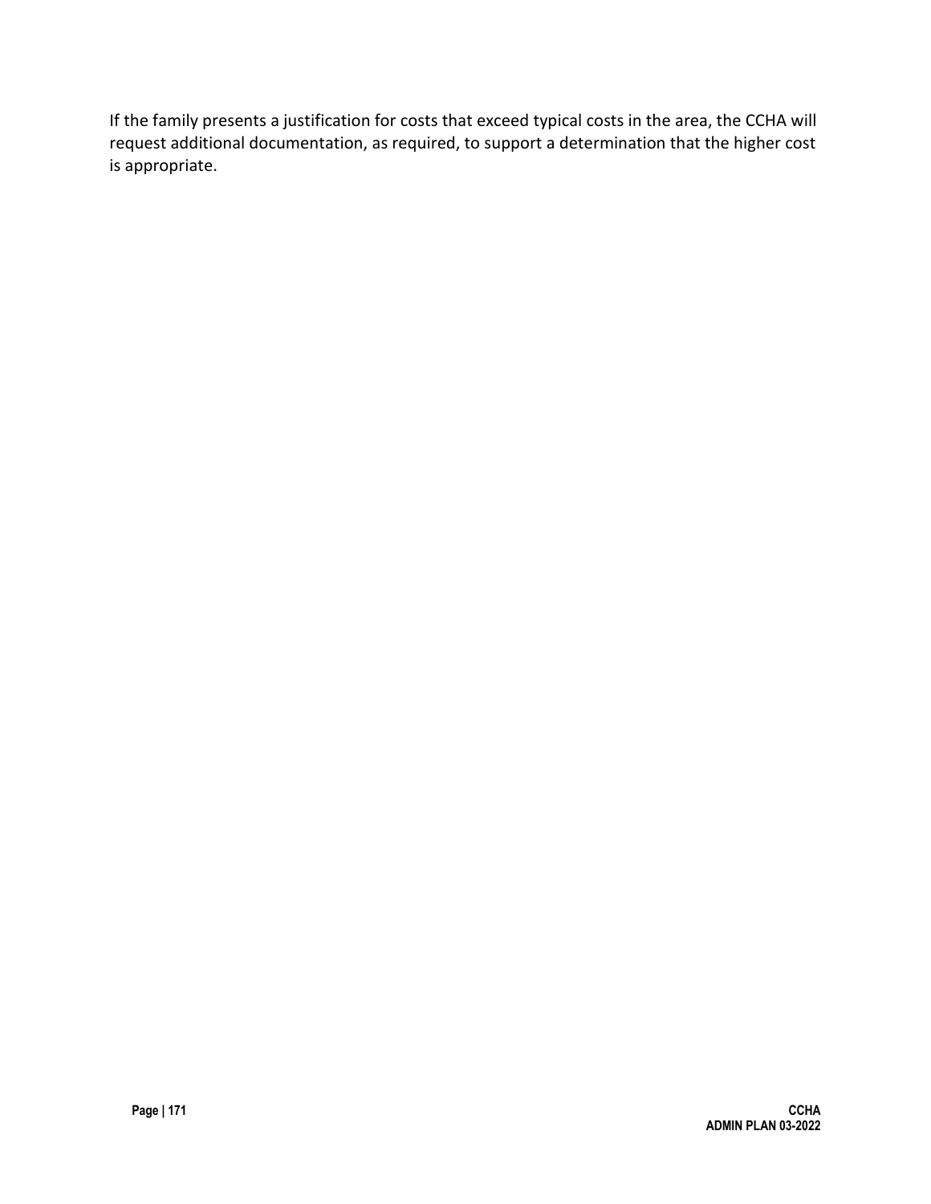If the family presents a justification for costs that exceed typical costs in the area, the CCHA will request additional documentation, as required, to support a determination that the higher cost is appropriate.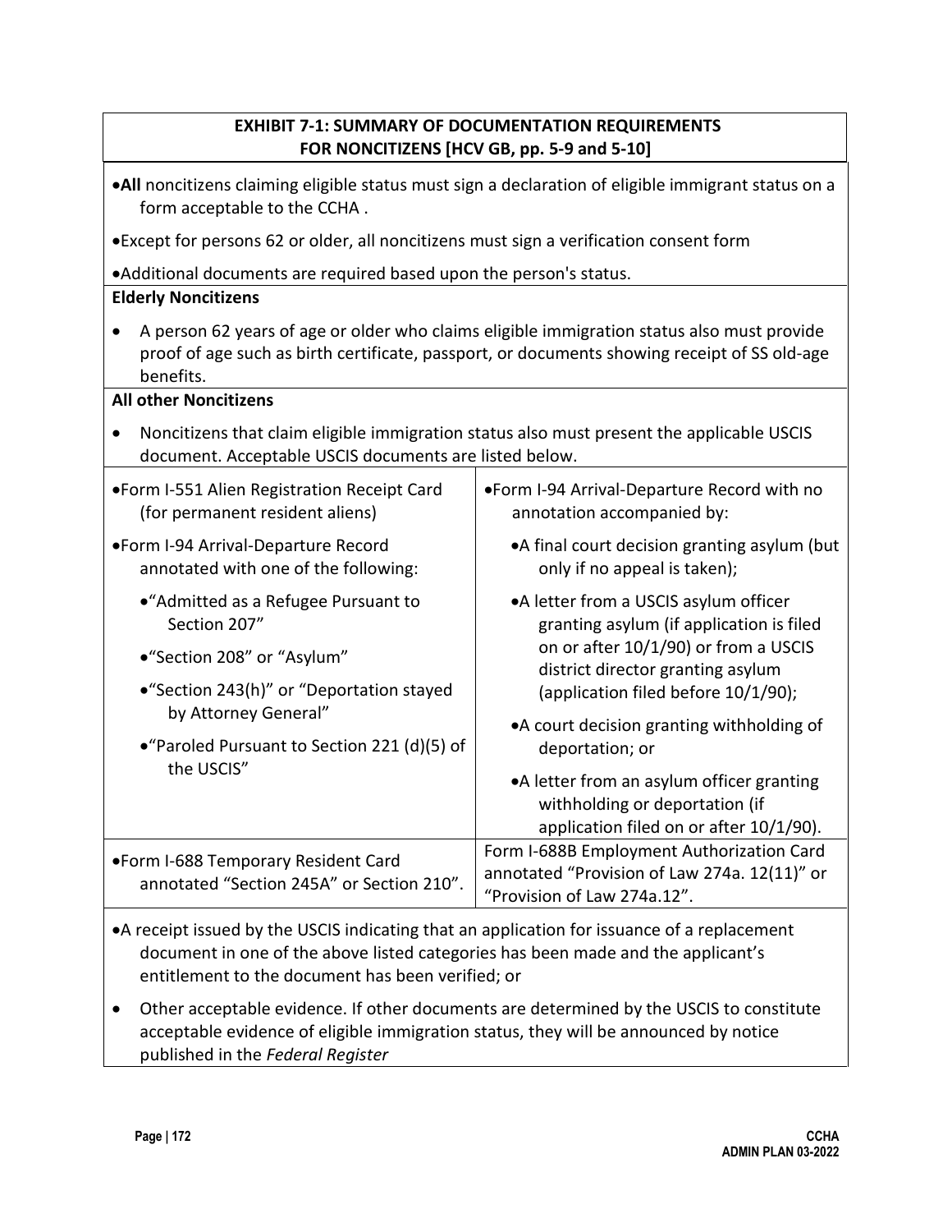## EXHIBIT 7-1: SUMMARY OF DOCUMENTATION REQUIREMENTS FOR NONCITIZENS [HCV GB, pp. 5-9 and 5-10]

- **All** noncitizens claiming eligible status must sign a declaration of eligible immigrant status on a form acceptable to the CCHA .
- Except for persons 62 or older, all noncitizens must sign a verification consent form
- Additional documents are required based upon the person's status.

**Elderly Noncitizens**

- A person 62 years of age or older who claims eligible immigration status also must provide proof of age such as birth certificate, passport, or documents showing receipt of SS old-age benefits.

**All other Noncitizens**

- Noncitizens that claim eligible immigration status also must present the applicable USCIS document. Acceptable USCIS documents are listed below.

| | |
|---|---|
| • Form I-551 Alien Registration Receipt Card (for permanent resident aliens)<br>• Form I-94 Arrival-Departure Record annotated with one of the following:<br>• "Admitted as a Refugee Pursuant to Section 207"<br>• "Section 208" or "Asylum"<br>• "Section 243(h)" or "Deportation stayed by Attorney General"<br>• "Paroled Pursuant to Section 221 (d)(5) of the USCIS" | • Form I-94 Arrival-Departure Record with no annotation accompanied by:<br>• A final court decision granting asylum (but only if no appeal is taken);<br>• A letter from a USCIS asylum officer granting asylum (if application is filed on or after 10/1/90) or from a USCIS district director granting asylum (application filed before 10/1/90);<br>• A court decision granting withholding of deportation; or<br>• A letter from an asylum officer granting withholding or deportation (if application filed on or after 10/1/90). |
| • Form I-688 Temporary Resident Card annotated "Section 245A" or Section 210". | Form I-688B Employment Authorization Card annotated "Provision of Law 274a. 12(11)" or "Provision of Law 274a.12". |

- A receipt issued by the USCIS indicating that an application for issuance of a replacement document in one of the above listed categories has been made and the applicant's entitlement to the document has been verified; or
- Other acceptable evidence. If other documents are determined by the USCIS to constitute acceptable evidence of eligible immigration status, they will be announced by notice published in the *Federal Register*